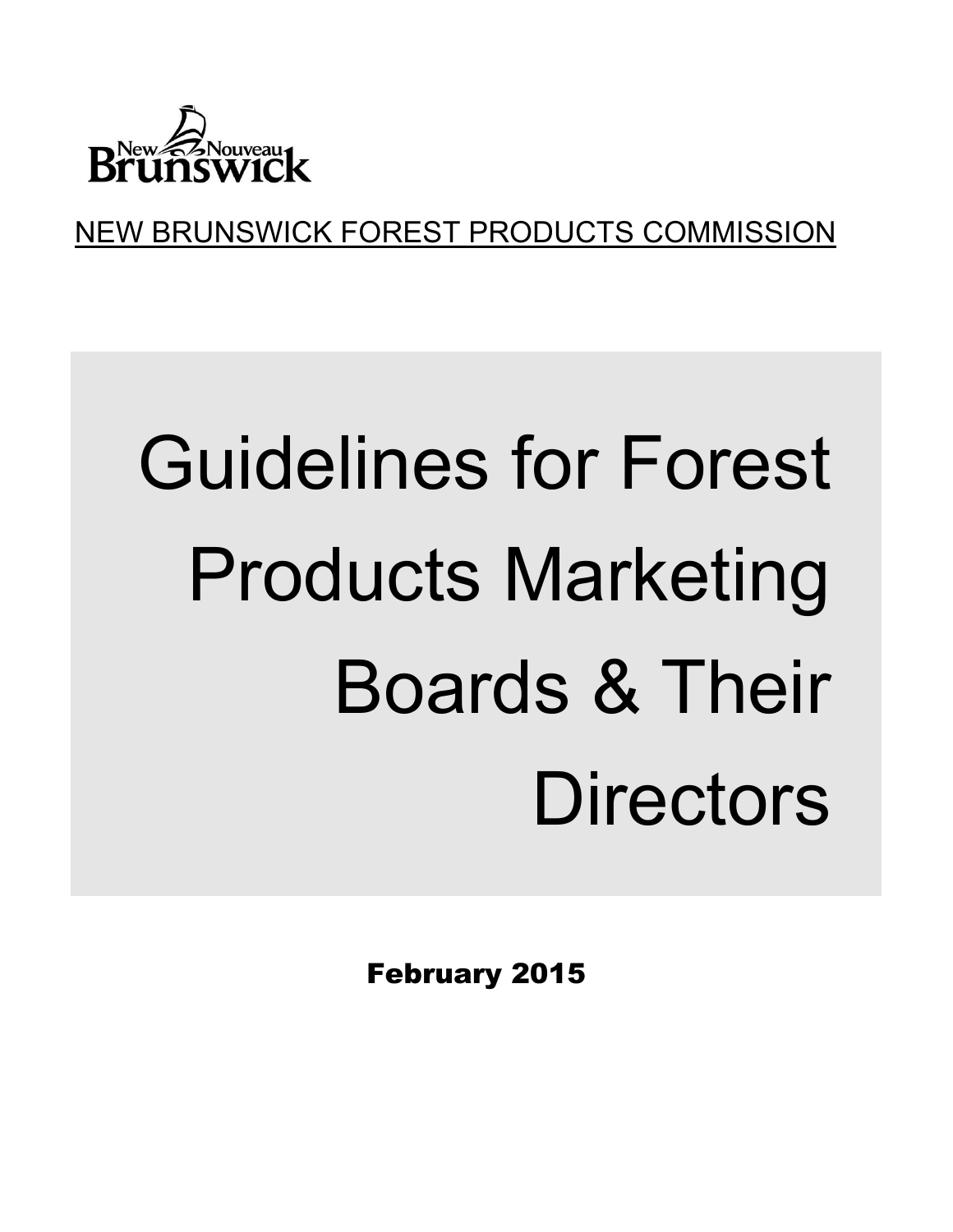New Nouveau Brunswick

NEW BRUNSWICK FOREST PRODUCTS COMMISSION

# Guidelines for Forest Products Marketing Boards & Their Directors

**February 2015**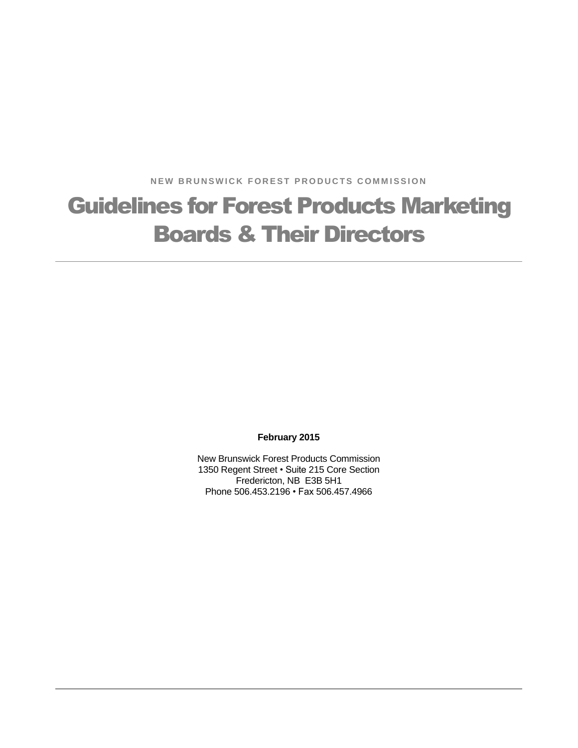NEW BRUNSWICK FOREST PRODUCTS COMMISSION

# Guidelines for Forest Products Marketing Boards & Their Directors

---

**February 2015**

New Brunswick Forest Products Commission
1350 Regent Street • Suite 215 Core Section
Fredericton, NB E3B 5H1
Phone 506.453.2196 • Fax 506.457.4966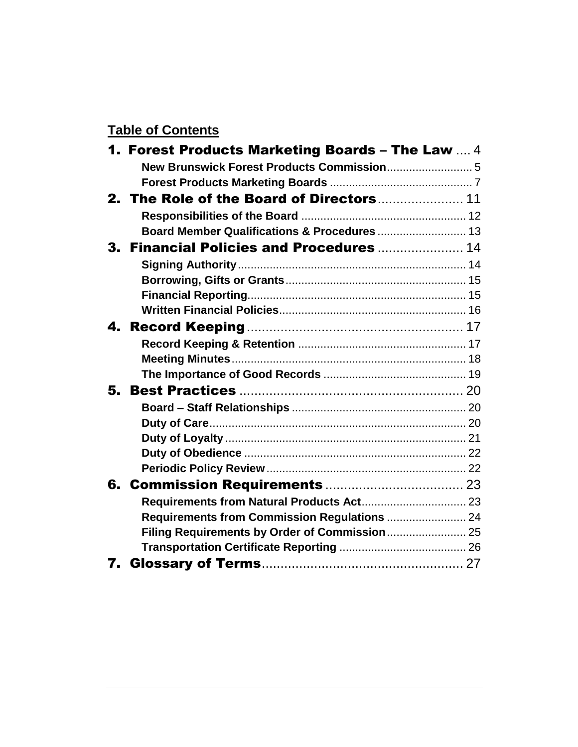**Table of Contents**

**1. Forest Products Marketing Boards – The Law** .... 4

- **New Brunswick Forest Products Commission** .... 5
- **Forest Products Marketing Boards** .... 7

**2. The Role of the Board of Directors** .... 11

- **Responsibilities of the Board** .... 12
- **Board Member Qualifications & Procedures** .... 13

**3. Financial Policies and Procedures** .... 14

- **Signing Authority** .... 14
- **Borrowing, Gifts or Grants** .... 15
- **Financial Reporting** .... 15
- **Written Financial Policies** .... 16

**4. Record Keeping** .... 17

- **Record Keeping & Retention** .... 17
- **Meeting Minutes** .... 18
- **The Importance of Good Records** .... 19

**5. Best Practices** .... 20

- **Board – Staff Relationships** .... 20
- **Duty of Care** .... 20
- **Duty of Loyalty** .... 21
- **Duty of Obedience** .... 22
- **Periodic Policy Review** .... 22

**6. Commission Requirements** .... 23

- **Requirements from Natural Products Act** .... 23
- **Requirements from Commission Regulations** .... 24
- **Filing Requirements by Order of Commission** .... 25
- **Transportation Certificate Reporting** .... 26

**7. Glossary of Terms** .... 27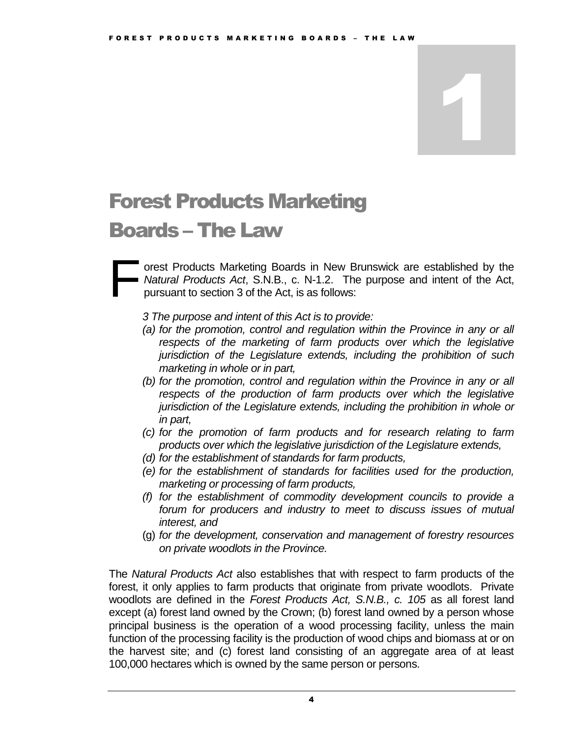# 1

# Forest Products Marketing Boards – The Law

Forest Products Marketing Boards in New Brunswick are established by the *Natural Products Act*, S.N.B., c. N-1.2. The purpose and intent of the Act, pursuant to section 3 of the Act, is as follows:

> *3 The purpose and intent of this Act is to provide:*
>
> *(a) for the promotion, control and regulation within the Province in any or all respects of the marketing of farm products over which the legislative jurisdiction of the Legislature extends, including the prohibition of such marketing in whole or in part,*
>
> *(b) for the promotion, control and regulation within the Province in any or all respects of the production of farm products over which the legislative jurisdiction of the Legislature extends, including the prohibition in whole or in part,*
>
> *(c) for the promotion of farm products and for research relating to farm products over which the legislative jurisdiction of the Legislature extends,*
>
> *(d) for the establishment of standards for farm products,*
>
> *(e) for the establishment of standards for facilities used for the production, marketing or processing of farm products,*
>
> *(f) for the establishment of commodity development councils to provide a forum for producers and industry to meet to discuss issues of mutual interest, and*
>
> (g) *for the development, conservation and management of forestry resources on private woodlots in the Province.*

The *Natural Products Act* also establishes that with respect to farm products of the forest, it only applies to farm products that originate from private woodlots. Private woodlots are defined in the *Forest Products Act, S.N.B., c. 105* as all forest land except (a) forest land owned by the Crown; (b) forest land owned by a person whose principal business is the operation of a wood processing facility, unless the main function of the processing facility is the production of wood chips and biomass at or on the harvest site; and (c) forest land consisting of an aggregate area of at least 100,000 hectares which is owned by the same person or persons.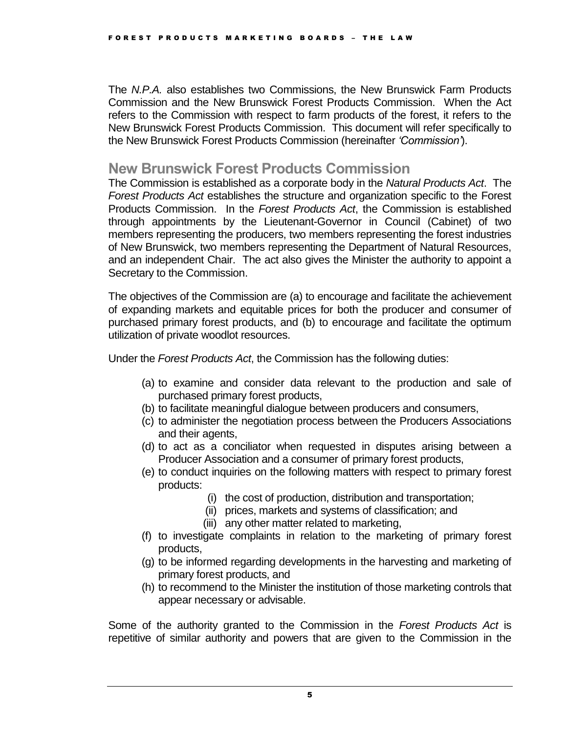The *N.P.A.* also establishes two Commissions, the New Brunswick Farm Products Commission and the New Brunswick Forest Products Commission. When the Act refers to the Commission with respect to farm products of the forest, it refers to the New Brunswick Forest Products Commission. This document will refer specifically to the New Brunswick Forest Products Commission (hereinafter *'Commission'*).

## New Brunswick Forest Products Commission

The Commission is established as a corporate body in the *Natural Products Act*. The *Forest Products Act* establishes the structure and organization specific to the Forest Products Commission. In the *Forest Products Act*, the Commission is established through appointments by the Lieutenant-Governor in Council (Cabinet) of two members representing the producers, two members representing the forest industries of New Brunswick, two members representing the Department of Natural Resources, and an independent Chair. The act also gives the Minister the authority to appoint a Secretary to the Commission.

The objectives of the Commission are (a) to encourage and facilitate the achievement of expanding markets and equitable prices for both the producer and consumer of purchased primary forest products, and (b) to encourage and facilitate the optimum utilization of private woodlot resources.

Under the *Forest Products Act*, the Commission has the following duties:

- (a) to examine and consider data relevant to the production and sale of purchased primary forest products,
- (b) to facilitate meaningful dialogue between producers and consumers,
- (c) to administer the negotiation process between the Producers Associations and their agents,
- (d) to act as a conciliator when requested in disputes arising between a Producer Association and a consumer of primary forest products,
- (e) to conduct inquiries on the following matters with respect to primary forest products:
  - (i) the cost of production, distribution and transportation;
  - (ii) prices, markets and systems of classification; and
  - (iii) any other matter related to marketing,
- (f) to investigate complaints in relation to the marketing of primary forest products,
- (g) to be informed regarding developments in the harvesting and marketing of primary forest products, and
- (h) to recommend to the Minister the institution of those marketing controls that appear necessary or advisable.

Some of the authority granted to the Commission in the *Forest Products Act* is repetitive of similar authority and powers that are given to the Commission in the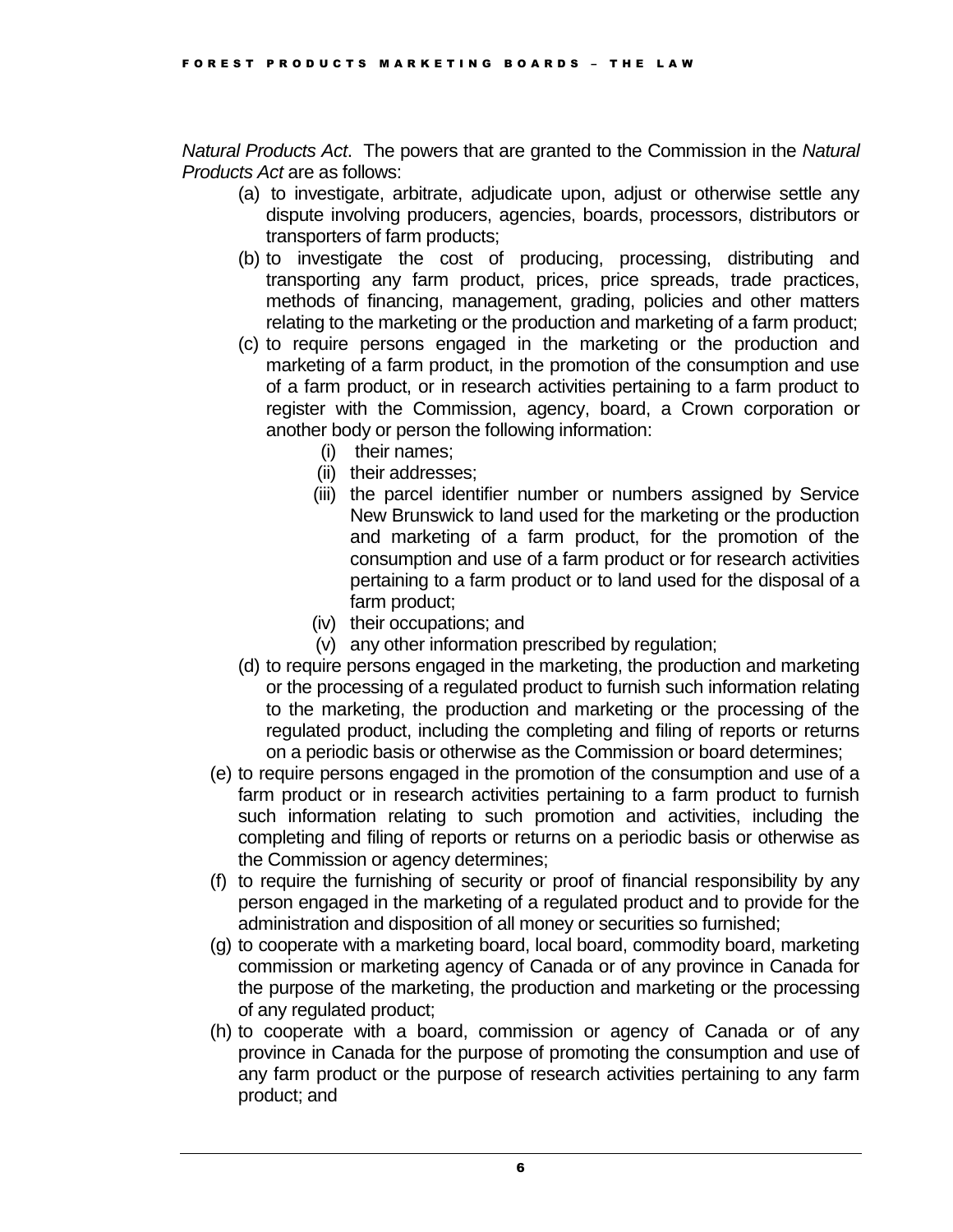*Natural Products Act*. The powers that are granted to the Commission in the *Natural Products Act* are as follows:

(a) to investigate, arbitrate, adjudicate upon, adjust or otherwise settle any dispute involving producers, agencies, boards, processors, distributors or transporters of farm products;

(b) to investigate the cost of producing, processing, distributing and transporting any farm product, prices, price spreads, trade practices, methods of financing, management, grading, policies and other matters relating to the marketing or the production and marketing of a farm product;

(c) to require persons engaged in the marketing or the production and marketing of a farm product, in the promotion of the consumption and use of a farm product, or in research activities pertaining to a farm product to register with the Commission, agency, board, a Crown corporation or another body or person the following information:

   (i) their names;

   (ii) their addresses;

   (iii) the parcel identifier number or numbers assigned by Service New Brunswick to land used for the marketing or the production and marketing of a farm product, for the promotion of the consumption and use of a farm product or for research activities pertaining to a farm product or to land used for the disposal of a farm product;

   (iv) their occupations; and

   (v) any other information prescribed by regulation;

(d) to require persons engaged in the marketing, the production and marketing or the processing of a regulated product to furnish such information relating to the marketing, the production and marketing or the processing of the regulated product, including the completing and filing of reports or returns on a periodic basis or otherwise as the Commission or board determines;

(e) to require persons engaged in the promotion of the consumption and use of a farm product or in research activities pertaining to a farm product to furnish such information relating to such promotion and activities, including the completing and filing of reports or returns on a periodic basis or otherwise as the Commission or agency determines;

(f) to require the furnishing of security or proof of financial responsibility by any person engaged in the marketing of a regulated product and to provide for the administration and disposition of all money or securities so furnished;

(g) to cooperate with a marketing board, local board, commodity board, marketing commission or marketing agency of Canada or of any province in Canada for the purpose of the marketing, the production and marketing or the processing of any regulated product;

(h) to cooperate with a board, commission or agency of Canada or of any province in Canada for the purpose of promoting the consumption and use of any farm product or the purpose of research activities pertaining to any farm product; and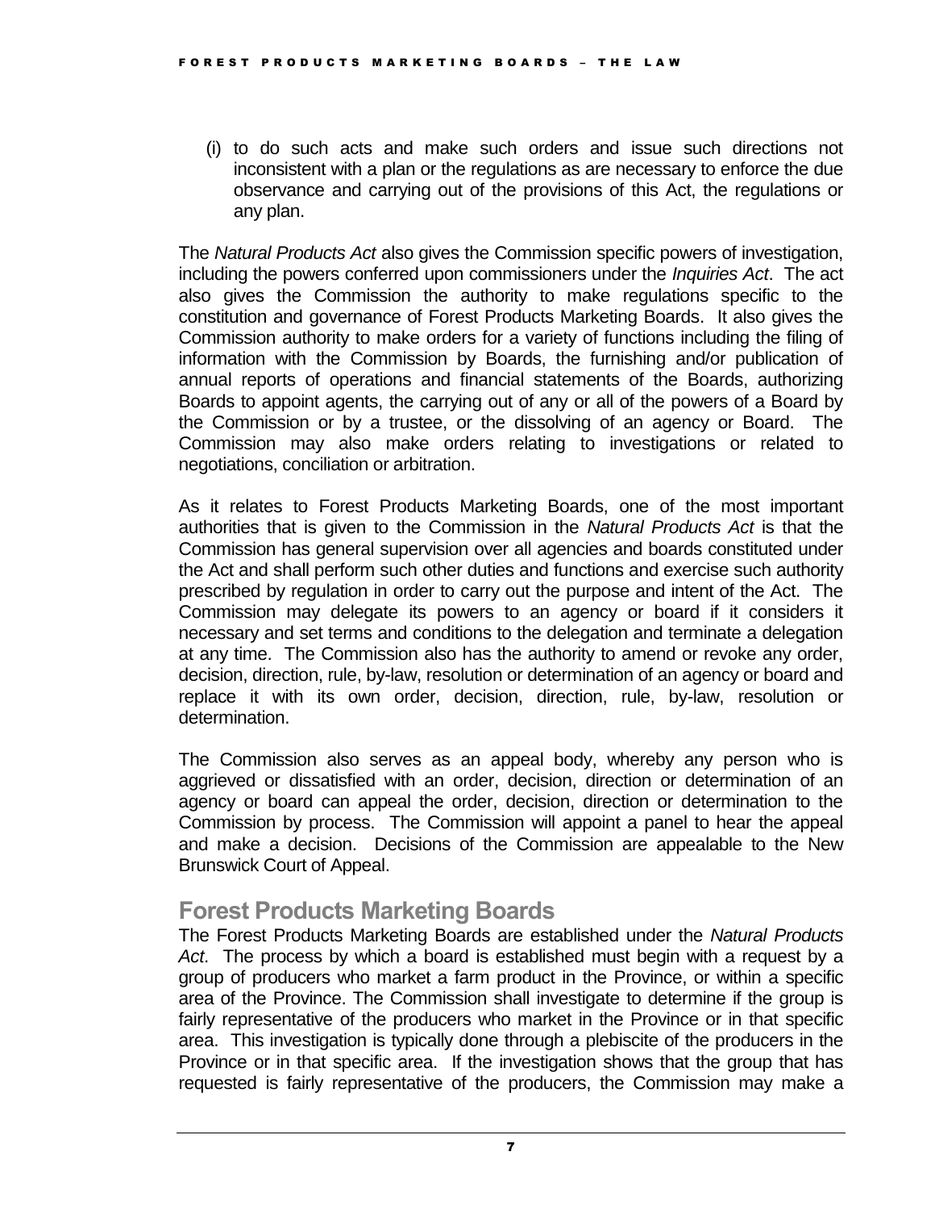(i) to do such acts and make such orders and issue such directions not inconsistent with a plan or the regulations as are necessary to enforce the due observance and carrying out of the provisions of this Act, the regulations or any plan.

The *Natural Products Act* also gives the Commission specific powers of investigation, including the powers conferred upon commissioners under the *Inquiries Act*. The act also gives the Commission the authority to make regulations specific to the constitution and governance of Forest Products Marketing Boards. It also gives the Commission authority to make orders for a variety of functions including the filing of information with the Commission by Boards, the furnishing and/or publication of annual reports of operations and financial statements of the Boards, authorizing Boards to appoint agents, the carrying out of any or all of the powers of a Board by the Commission or by a trustee, or the dissolving of an agency or Board. The Commission may also make orders relating to investigations or related to negotiations, conciliation or arbitration.

As it relates to Forest Products Marketing Boards, one of the most important authorities that is given to the Commission in the *Natural Products Act* is that the Commission has general supervision over all agencies and boards constituted under the Act and shall perform such other duties and functions and exercise such authority prescribed by regulation in order to carry out the purpose and intent of the Act. The Commission may delegate its powers to an agency or board if it considers it necessary and set terms and conditions to the delegation and terminate a delegation at any time. The Commission also has the authority to amend or revoke any order, decision, direction, rule, by-law, resolution or determination of an agency or board and replace it with its own order, decision, direction, rule, by-law, resolution or determination.

The Commission also serves as an appeal body, whereby any person who is aggrieved or dissatisfied with an order, decision, direction or determination of an agency or board can appeal the order, decision, direction or determination to the Commission by process. The Commission will appoint a panel to hear the appeal and make a decision. Decisions of the Commission are appealable to the New Brunswick Court of Appeal.

## Forest Products Marketing Boards

The Forest Products Marketing Boards are established under the *Natural Products Act*. The process by which a board is established must begin with a request by a group of producers who market a farm product in the Province, or within a specific area of the Province. The Commission shall investigate to determine if the group is fairly representative of the producers who market in the Province or in that specific area. This investigation is typically done through a plebiscite of the producers in the Province or in that specific area. If the investigation shows that the group that has requested is fairly representative of the producers, the Commission may make a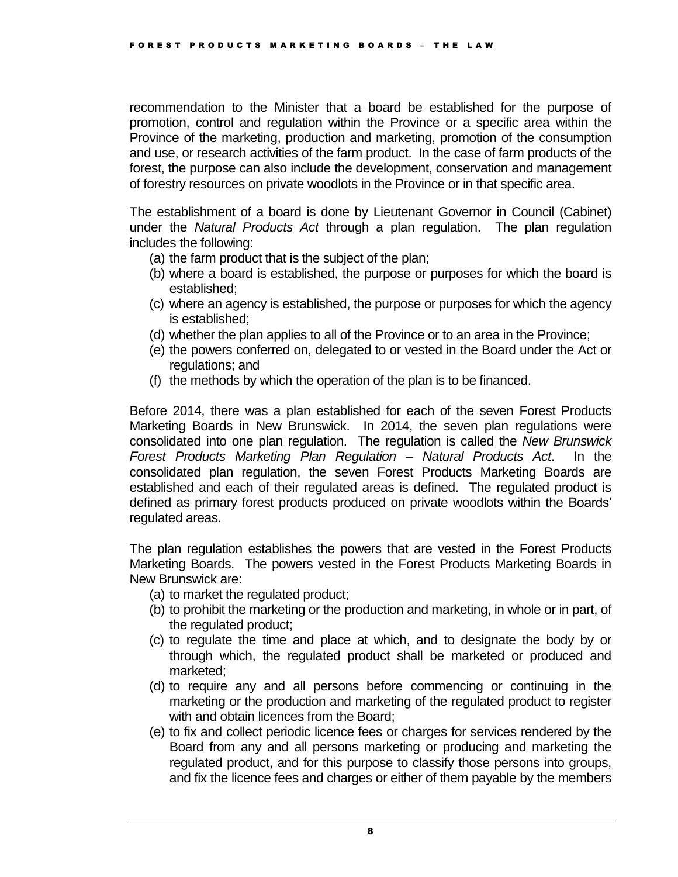recommendation to the Minister that a board be established for the purpose of promotion, control and regulation within the Province or a specific area within the Province of the marketing, production and marketing, promotion of the consumption and use, or research activities of the farm product. In the case of farm products of the forest, the purpose can also include the development, conservation and management of forestry resources on private woodlots in the Province or in that specific area.

The establishment of a board is done by Lieutenant Governor in Council (Cabinet) under the *Natural Products Act* through a plan regulation. The plan regulation includes the following:

(a) the farm product that is the subject of the plan;
(b) where a board is established, the purpose or purposes for which the board is established;
(c) where an agency is established, the purpose or purposes for which the agency is established;
(d) whether the plan applies to all of the Province or to an area in the Province;
(e) the powers conferred on, delegated to or vested in the Board under the Act or regulations; and
(f) the methods by which the operation of the plan is to be financed.

Before 2014, there was a plan established for each of the seven Forest Products Marketing Boards in New Brunswick. In 2014, the seven plan regulations were consolidated into one plan regulation. The regulation is called the *New Brunswick Forest Products Marketing Plan Regulation – Natural Products Act*. In the consolidated plan regulation, the seven Forest Products Marketing Boards are established and each of their regulated areas is defined. The regulated product is defined as primary forest products produced on private woodlots within the Boards' regulated areas.

The plan regulation establishes the powers that are vested in the Forest Products Marketing Boards. The powers vested in the Forest Products Marketing Boards in New Brunswick are:

(a) to market the regulated product;
(b) to prohibit the marketing or the production and marketing, in whole or in part, of the regulated product;
(c) to regulate the time and place at which, and to designate the body by or through which, the regulated product shall be marketed or produced and marketed;
(d) to require any and all persons before commencing or continuing in the marketing or the production and marketing of the regulated product to register with and obtain licences from the Board;
(e) to fix and collect periodic licence fees or charges for services rendered by the Board from any and all persons marketing or producing and marketing the regulated product, and for this purpose to classify those persons into groups, and fix the licence fees and charges or either of them payable by the members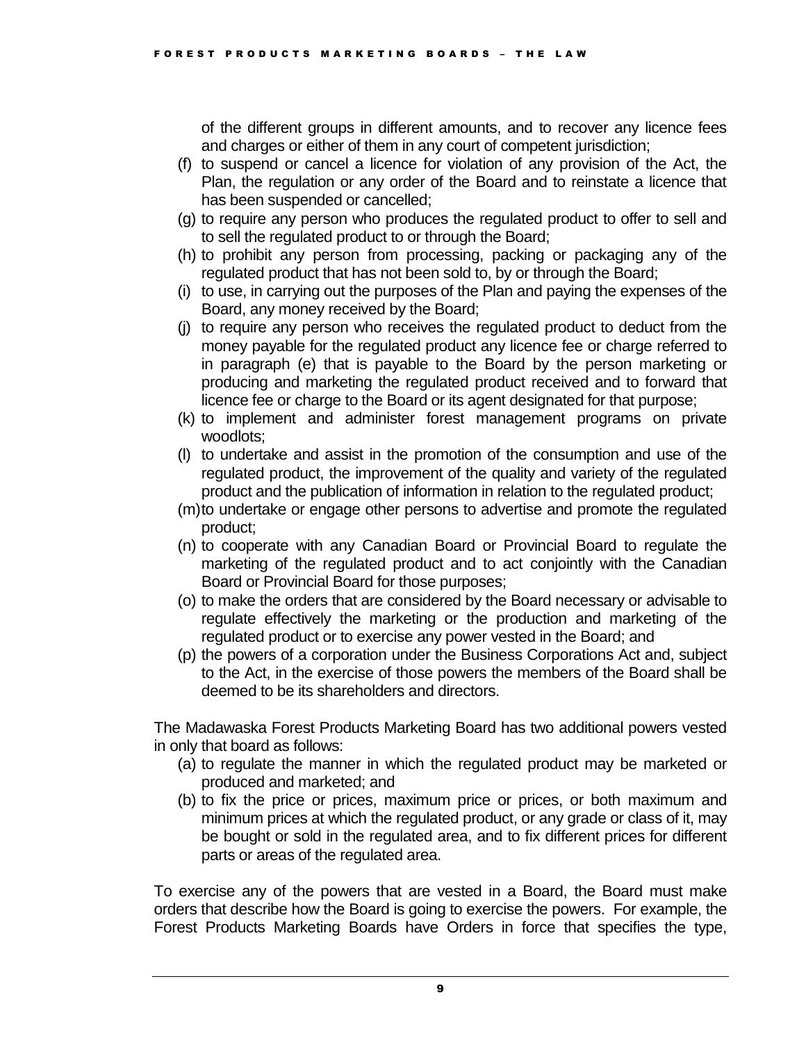of the different groups in different amounts, and to recover any licence fees and charges or either of them in any court of competent jurisdiction;

(f) to suspend or cancel a licence for violation of any provision of the Act, the Plan, the regulation or any order of the Board and to reinstate a licence that has been suspended or cancelled;

(g) to require any person who produces the regulated product to offer to sell and to sell the regulated product to or through the Board;

(h) to prohibit any person from processing, packing or packaging any of the regulated product that has not been sold to, by or through the Board;

(i) to use, in carrying out the purposes of the Plan and paying the expenses of the Board, any money received by the Board;

(j) to require any person who receives the regulated product to deduct from the money payable for the regulated product any licence fee or charge referred to in paragraph (e) that is payable to the Board by the person marketing or producing and marketing the regulated product received and to forward that licence fee or charge to the Board or its agent designated for that purpose;

(k) to implement and administer forest management programs on private woodlots;

(l) to undertake and assist in the promotion of the consumption and use of the regulated product, the improvement of the quality and variety of the regulated product and the publication of information in relation to the regulated product;

(m) to undertake or engage other persons to advertise and promote the regulated product;

(n) to cooperate with any Canadian Board or Provincial Board to regulate the marketing of the regulated product and to act conjointly with the Canadian Board or Provincial Board for those purposes;

(o) to make the orders that are considered by the Board necessary or advisable to regulate effectively the marketing or the production and marketing of the regulated product or to exercise any power vested in the Board; and

(p) the powers of a corporation under the Business Corporations Act and, subject to the Act, in the exercise of those powers the members of the Board shall be deemed to be its shareholders and directors.

The Madawaska Forest Products Marketing Board has two additional powers vested in only that board as follows:

(a) to regulate the manner in which the regulated product may be marketed or produced and marketed; and

(b) to fix the price or prices, maximum price or prices, or both maximum and minimum prices at which the regulated product, or any grade or class of it, may be bought or sold in the regulated area, and to fix different prices for different parts or areas of the regulated area.

To exercise any of the powers that are vested in a Board, the Board must make orders that describe how the Board is going to exercise the powers. For example, the Forest Products Marketing Boards have Orders in force that specifies the type,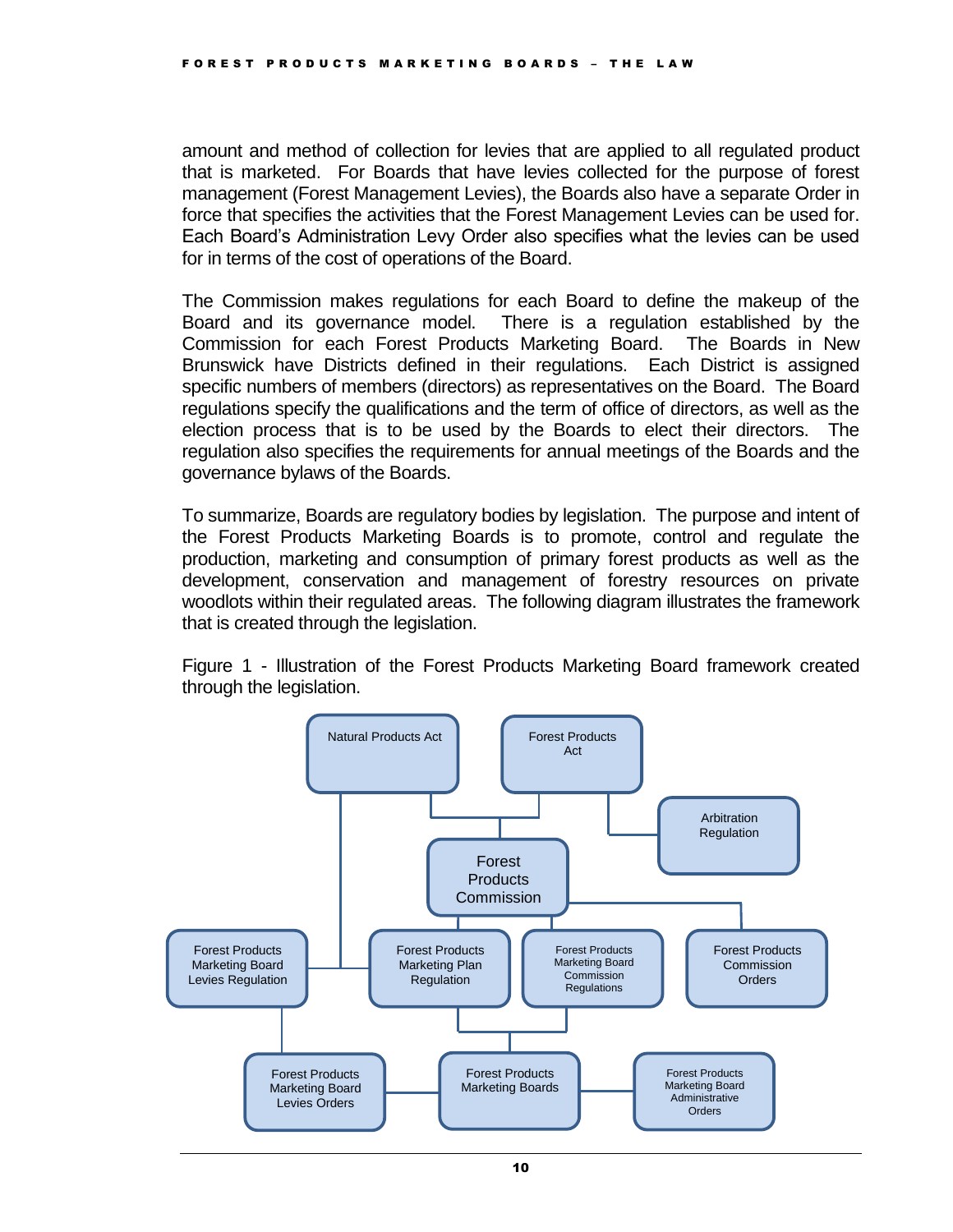amount and method of collection for levies that are applied to all regulated product that is marketed. For Boards that have levies collected for the purpose of forest management (Forest Management Levies), the Boards also have a separate Order in force that specifies the activities that the Forest Management Levies can be used for. Each Board's Administration Levy Order also specifies what the levies can be used for in terms of the cost of operations of the Board.

The Commission makes regulations for each Board to define the makeup of the Board and its governance model. There is a regulation established by the Commission for each Forest Products Marketing Board. The Boards in New Brunswick have Districts defined in their regulations. Each District is assigned specific numbers of members (directors) as representatives on the Board. The Board regulations specify the qualifications and the term of office of directors, as well as the election process that is to be used by the Boards to elect their directors. The regulation also specifies the requirements for annual meetings of the Boards and the governance bylaws of the Boards.

To summarize, Boards are regulatory bodies by legislation. The purpose and intent of the Forest Products Marketing Boards is to promote, control and regulate the production, marketing and consumption of primary forest products as well as the development, conservation and management of forestry resources on private woodlots within their regulated areas. The following diagram illustrates the framework that is created through the legislation.

Figure 1 - Illustration of the Forest Products Marketing Board framework created through the legislation.

Natural Products Act

Forest Products Act

Arbitration Regulation

Forest Products Commission

Forest Products Marketing Board Levies Regulation

Forest Products Marketing Plan Regulation

Forest Products Marketing Board Commission Regulations

Forest Products Commission Orders

Forest Products Marketing Board Levies Orders

Forest Products Marketing Boards

Forest Products Marketing Board Administrative Orders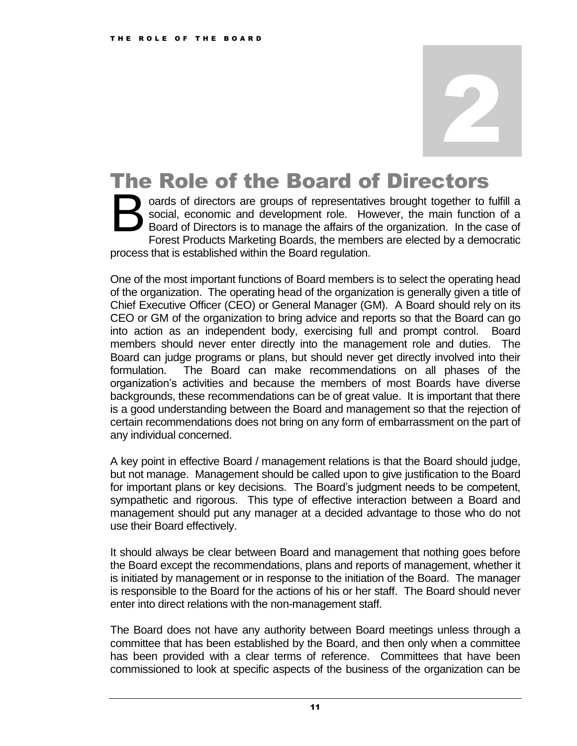# 2

# The Role of the Board of Directors

Boards of directors are groups of representatives brought together to fulfill a social, economic and development role. However, the main function of a Board of Directors is to manage the affairs of the organization. In the case of Forest Products Marketing Boards, the members are elected by a democratic process that is established within the Board regulation.

One of the most important functions of Board members is to select the operating head of the organization. The operating head of the organization is generally given a title of Chief Executive Officer (CEO) or General Manager (GM). A Board should rely on its CEO or GM of the organization to bring advice and reports so that the Board can go into action as an independent body, exercising full and prompt control. Board members should never enter directly into the management role and duties. The Board can judge programs or plans, but should never get directly involved into their formulation. The Board can make recommendations on all phases of the organization's activities and because the members of most Boards have diverse backgrounds, these recommendations can be of great value. It is important that there is a good understanding between the Board and management so that the rejection of certain recommendations does not bring on any form of embarrassment on the part of any individual concerned.

A key point in effective Board / management relations is that the Board should judge, but not manage. Management should be called upon to give justification to the Board for important plans or key decisions. The Board's judgment needs to be competent, sympathetic and rigorous. This type of effective interaction between a Board and management should put any manager at a decided advantage to those who do not use their Board effectively.

It should always be clear between Board and management that nothing goes before the Board except the recommendations, plans and reports of management, whether it is initiated by management or in response to the initiation of the Board. The manager is responsible to the Board for the actions of his or her staff. The Board should never enter into direct relations with the non-management staff.

The Board does not have any authority between Board meetings unless through a committee that has been established by the Board, and then only when a committee has been provided with a clear terms of reference. Committees that have been commissioned to look at specific aspects of the business of the organization can be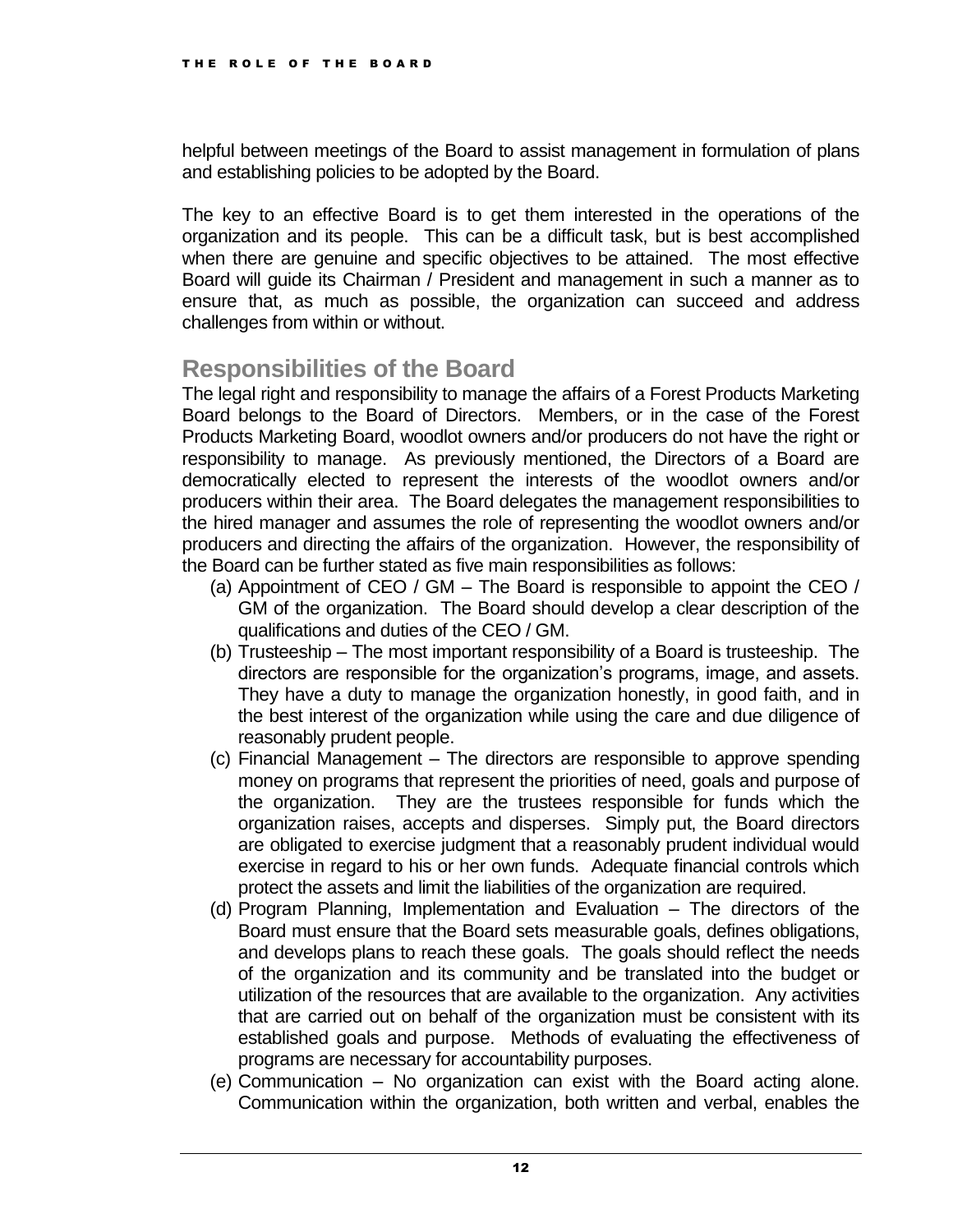helpful between meetings of the Board to assist management in formulation of plans and establishing policies to be adopted by the Board.

The key to an effective Board is to get them interested in the operations of the organization and its people. This can be a difficult task, but is best accomplished when there are genuine and specific objectives to be attained. The most effective Board will guide its Chairman / President and management in such a manner as to ensure that, as much as possible, the organization can succeed and address challenges from within or without.

## Responsibilities of the Board

The legal right and responsibility to manage the affairs of a Forest Products Marketing Board belongs to the Board of Directors. Members, or in the case of the Forest Products Marketing Board, woodlot owners and/or producers do not have the right or responsibility to manage. As previously mentioned, the Directors of a Board are democratically elected to represent the interests of the woodlot owners and/or producers within their area. The Board delegates the management responsibilities to the hired manager and assumes the role of representing the woodlot owners and/or producers and directing the affairs of the organization. However, the responsibility of the Board can be further stated as five main responsibilities as follows:

(a) Appointment of CEO / GM – The Board is responsible to appoint the CEO / GM of the organization. The Board should develop a clear description of the qualifications and duties of the CEO / GM.

(b) Trusteeship – The most important responsibility of a Board is trusteeship. The directors are responsible for the organization's programs, image, and assets. They have a duty to manage the organization honestly, in good faith, and in the best interest of the organization while using the care and due diligence of reasonably prudent people.

(c) Financial Management – The directors are responsible to approve spending money on programs that represent the priorities of need, goals and purpose of the organization. They are the trustees responsible for funds which the organization raises, accepts and disperses. Simply put, the Board directors are obligated to exercise judgment that a reasonably prudent individual would exercise in regard to his or her own funds. Adequate financial controls which protect the assets and limit the liabilities of the organization are required.

(d) Program Planning, Implementation and Evaluation – The directors of the Board must ensure that the Board sets measurable goals, defines obligations, and develops plans to reach these goals. The goals should reflect the needs of the organization and its community and be translated into the budget or utilization of the resources that are available to the organization. Any activities that are carried out on behalf of the organization must be consistent with its established goals and purpose. Methods of evaluating the effectiveness of programs are necessary for accountability purposes.

(e) Communication – No organization can exist with the Board acting alone. Communication within the organization, both written and verbal, enables the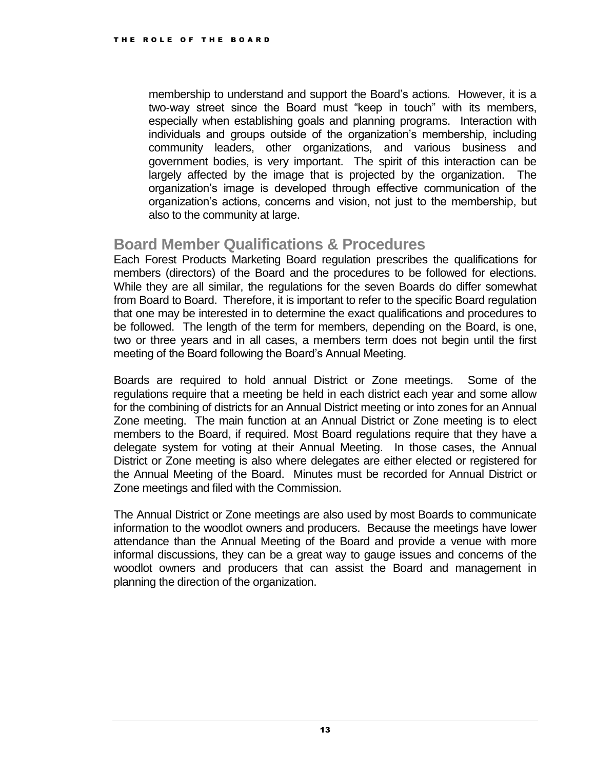membership to understand and support the Board's actions. However, it is a two-way street since the Board must "keep in touch" with its members, especially when establishing goals and planning programs. Interaction with individuals and groups outside of the organization's membership, including community leaders, other organizations, and various business and government bodies, is very important. The spirit of this interaction can be largely affected by the image that is projected by the organization. The organization's image is developed through effective communication of the organization's actions, concerns and vision, not just to the membership, but also to the community at large.

## Board Member Qualifications & Procedures

Each Forest Products Marketing Board regulation prescribes the qualifications for members (directors) of the Board and the procedures to be followed for elections. While they are all similar, the regulations for the seven Boards do differ somewhat from Board to Board. Therefore, it is important to refer to the specific Board regulation that one may be interested in to determine the exact qualifications and procedures to be followed. The length of the term for members, depending on the Board, is one, two or three years and in all cases, a members term does not begin until the first meeting of the Board following the Board's Annual Meeting.

Boards are required to hold annual District or Zone meetings. Some of the regulations require that a meeting be held in each district each year and some allow for the combining of districts for an Annual District meeting or into zones for an Annual Zone meeting. The main function at an Annual District or Zone meeting is to elect members to the Board, if required. Most Board regulations require that they have a delegate system for voting at their Annual Meeting. In those cases, the Annual District or Zone meeting is also where delegates are either elected or registered for the Annual Meeting of the Board. Minutes must be recorded for Annual District or Zone meetings and filed with the Commission.

The Annual District or Zone meetings are also used by most Boards to communicate information to the woodlot owners and producers. Because the meetings have lower attendance than the Annual Meeting of the Board and provide a venue with more informal discussions, they can be a great way to gauge issues and concerns of the woodlot owners and producers that can assist the Board and management in planning the direction of the organization.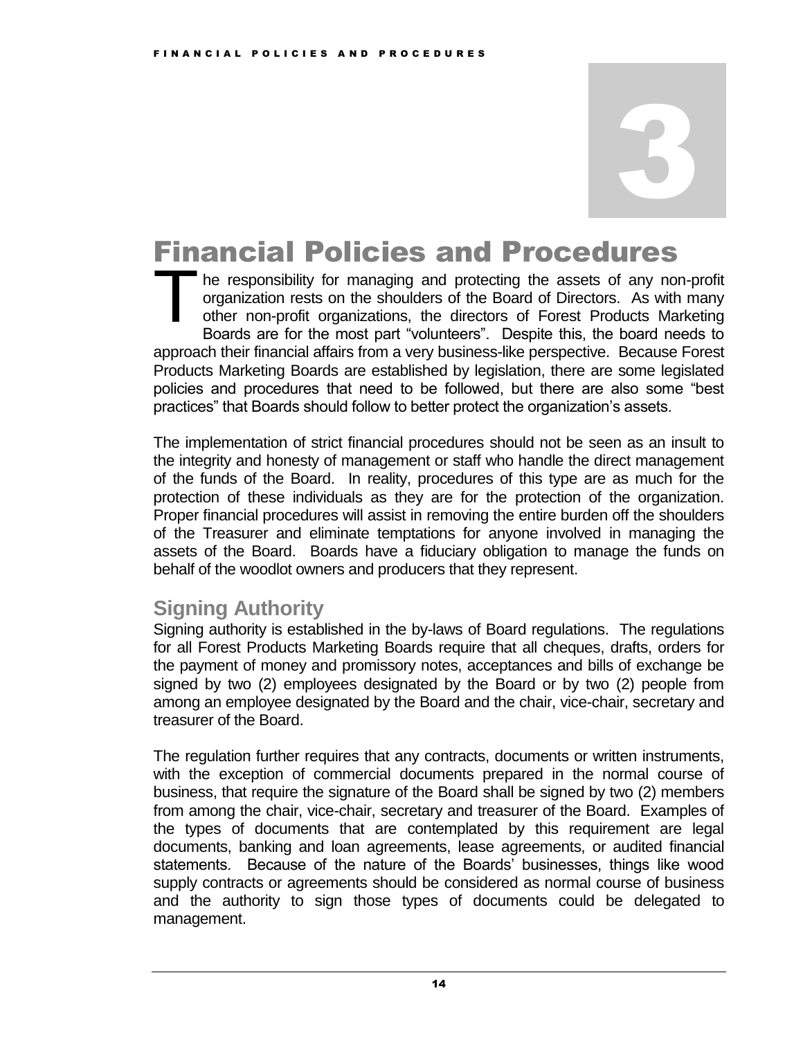# 3

# Financial Policies and Procedures

The responsibility for managing and protecting the assets of any non-profit organization rests on the shoulders of the Board of Directors. As with many other non-profit organizations, the directors of Forest Products Marketing Boards are for the most part "volunteers". Despite this, the board needs to approach their financial affairs from a very business-like perspective. Because Forest Products Marketing Boards are established by legislation, there are some legislated policies and procedures that need to be followed, but there are also some "best practices" that Boards should follow to better protect the organization's assets.

The implementation of strict financial procedures should not be seen as an insult to the integrity and honesty of management or staff who handle the direct management of the funds of the Board. In reality, procedures of this type are as much for the protection of these individuals as they are for the protection of the organization. Proper financial procedures will assist in removing the entire burden off the shoulders of the Treasurer and eliminate temptations for anyone involved in managing the assets of the Board. Boards have a fiduciary obligation to manage the funds on behalf of the woodlot owners and producers that they represent.

## Signing Authority

Signing authority is established in the by-laws of Board regulations. The regulations for all Forest Products Marketing Boards require that all cheques, drafts, orders for the payment of money and promissory notes, acceptances and bills of exchange be signed by two (2) employees designated by the Board or by two (2) people from among an employee designated by the Board and the chair, vice-chair, secretary and treasurer of the Board.

The regulation further requires that any contracts, documents or written instruments, with the exception of commercial documents prepared in the normal course of business, that require the signature of the Board shall be signed by two (2) members from among the chair, vice-chair, secretary and treasurer of the Board. Examples of the types of documents that are contemplated by this requirement are legal documents, banking and loan agreements, lease agreements, or audited financial statements. Because of the nature of the Boards' businesses, things like wood supply contracts or agreements should be considered as normal course of business and the authority to sign those types of documents could be delegated to management.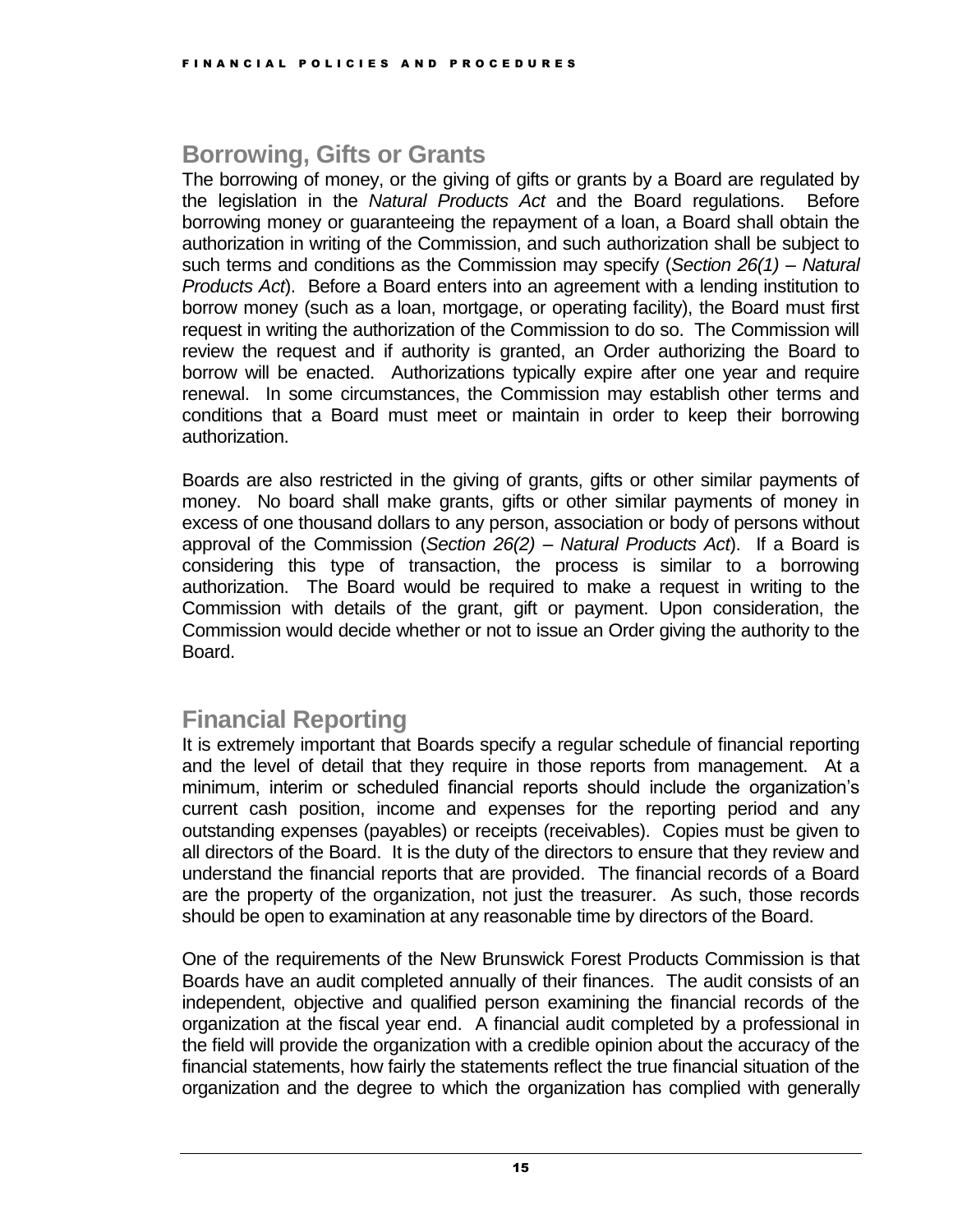## Borrowing, Gifts or Grants

The borrowing of money, or the giving of gifts or grants by a Board are regulated by the legislation in the *Natural Products Act* and the Board regulations. Before borrowing money or guaranteeing the repayment of a loan, a Board shall obtain the authorization in writing of the Commission, and such authorization shall be subject to such terms and conditions as the Commission may specify (*Section 26(1) – Natural Products Act*). Before a Board enters into an agreement with a lending institution to borrow money (such as a loan, mortgage, or operating facility), the Board must first request in writing the authorization of the Commission to do so. The Commission will review the request and if authority is granted, an Order authorizing the Board to borrow will be enacted. Authorizations typically expire after one year and require renewal. In some circumstances, the Commission may establish other terms and conditions that a Board must meet or maintain in order to keep their borrowing authorization.

Boards are also restricted in the giving of grants, gifts or other similar payments of money. No board shall make grants, gifts or other similar payments of money in excess of one thousand dollars to any person, association or body of persons without approval of the Commission (*Section 26(2) – Natural Products Act*). If a Board is considering this type of transaction, the process is similar to a borrowing authorization. The Board would be required to make a request in writing to the Commission with details of the grant, gift or payment. Upon consideration, the Commission would decide whether or not to issue an Order giving the authority to the Board.

## Financial Reporting

It is extremely important that Boards specify a regular schedule of financial reporting and the level of detail that they require in those reports from management. At a minimum, interim or scheduled financial reports should include the organization's current cash position, income and expenses for the reporting period and any outstanding expenses (payables) or receipts (receivables). Copies must be given to all directors of the Board. It is the duty of the directors to ensure that they review and understand the financial reports that are provided. The financial records of a Board are the property of the organization, not just the treasurer. As such, those records should be open to examination at any reasonable time by directors of the Board.

One of the requirements of the New Brunswick Forest Products Commission is that Boards have an audit completed annually of their finances. The audit consists of an independent, objective and qualified person examining the financial records of the organization at the fiscal year end. A financial audit completed by a professional in the field will provide the organization with a credible opinion about the accuracy of the financial statements, how fairly the statements reflect the true financial situation of the organization and the degree to which the organization has complied with generally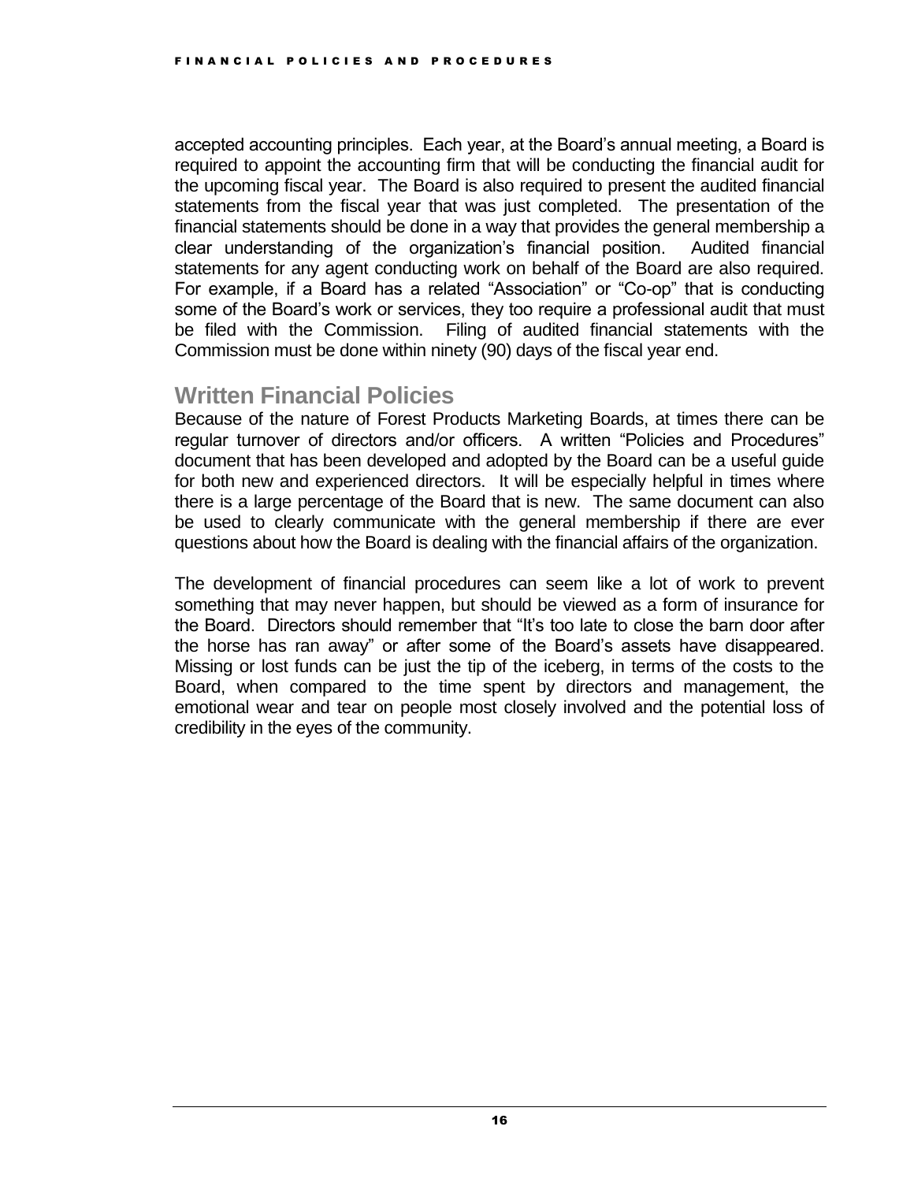accepted accounting principles. Each year, at the Board's annual meeting, a Board is required to appoint the accounting firm that will be conducting the financial audit for the upcoming fiscal year. The Board is also required to present the audited financial statements from the fiscal year that was just completed. The presentation of the financial statements should be done in a way that provides the general membership a clear understanding of the organization's financial position. Audited financial statements for any agent conducting work on behalf of the Board are also required. For example, if a Board has a related "Association" or "Co-op" that is conducting some of the Board's work or services, they too require a professional audit that must be filed with the Commission. Filing of audited financial statements with the Commission must be done within ninety (90) days of the fiscal year end.

## Written Financial Policies

Because of the nature of Forest Products Marketing Boards, at times there can be regular turnover of directors and/or officers. A written "Policies and Procedures" document that has been developed and adopted by the Board can be a useful guide for both new and experienced directors. It will be especially helpful in times where there is a large percentage of the Board that is new. The same document can also be used to clearly communicate with the general membership if there are ever questions about how the Board is dealing with the financial affairs of the organization.

The development of financial procedures can seem like a lot of work to prevent something that may never happen, but should be viewed as a form of insurance for the Board. Directors should remember that "It's too late to close the barn door after the horse has ran away" or after some of the Board's assets have disappeared. Missing or lost funds can be just the tip of the iceberg, in terms of the costs to the Board, when compared to the time spent by directors and management, the emotional wear and tear on people most closely involved and the potential loss of credibility in the eyes of the community.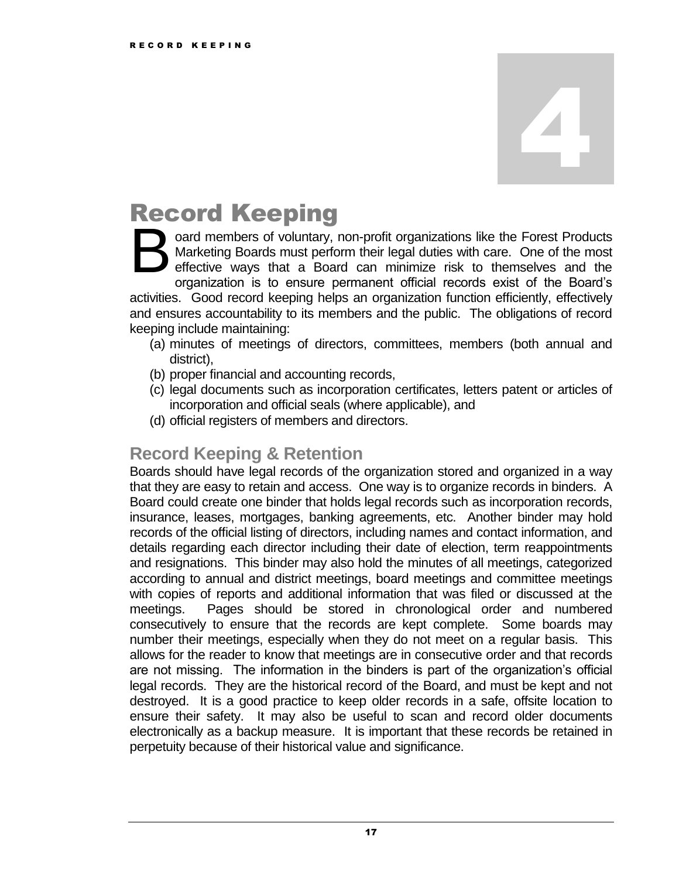# 4

# Record Keeping

Board members of voluntary, non-profit organizations like the Forest Products Marketing Boards must perform their legal duties with care. One of the most effective ways that a Board can minimize risk to themselves and the organization is to ensure permanent official records exist of the Board's activities. Good record keeping helps an organization function efficiently, effectively and ensures accountability to its members and the public. The obligations of record keeping include maintaining:

(a) minutes of meetings of directors, committees, members (both annual and district),
(b) proper financial and accounting records,
(c) legal documents such as incorporation certificates, letters patent or articles of incorporation and official seals (where applicable), and
(d) official registers of members and directors.

## Record Keeping & Retention

Boards should have legal records of the organization stored and organized in a way that they are easy to retain and access. One way is to organize records in binders. A Board could create one binder that holds legal records such as incorporation records, insurance, leases, mortgages, banking agreements, etc. Another binder may hold records of the official listing of directors, including names and contact information, and details regarding each director including their date of election, term reappointments and resignations. This binder may also hold the minutes of all meetings, categorized according to annual and district meetings, board meetings and committee meetings with copies of reports and additional information that was filed or discussed at the meetings. Pages should be stored in chronological order and numbered consecutively to ensure that the records are kept complete. Some boards may number their meetings, especially when they do not meet on a regular basis. This allows for the reader to know that meetings are in consecutive order and that records are not missing. The information in the binders is part of the organization's official legal records. They are the historical record of the Board, and must be kept and not destroyed. It is a good practice to keep older records in a safe, offsite location to ensure their safety. It may also be useful to scan and record older documents electronically as a backup measure. It is important that these records be retained in perpetuity because of their historical value and significance.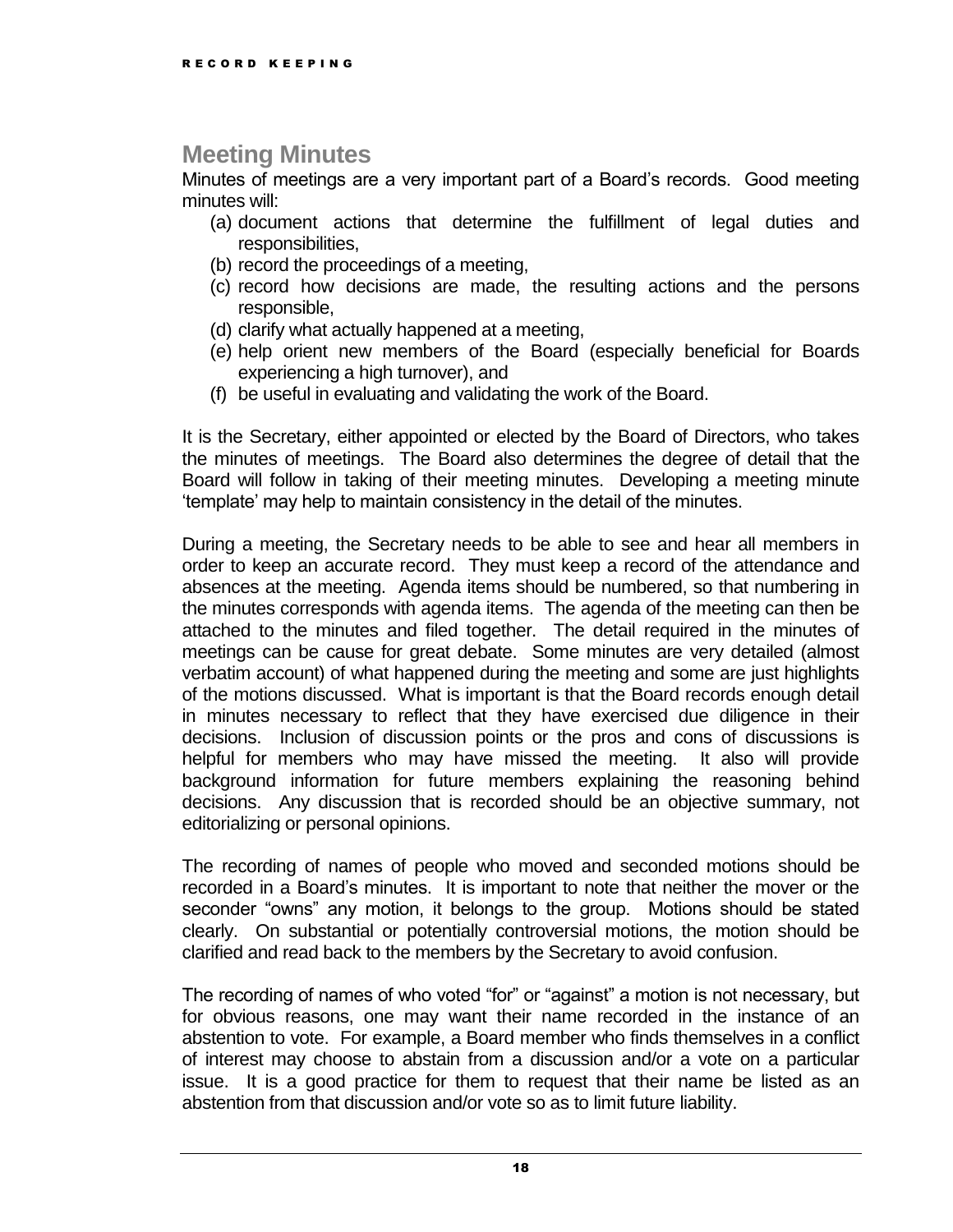## Meeting Minutes

Minutes of meetings are a very important part of a Board's records. Good meeting minutes will:

(a) document actions that determine the fulfillment of legal duties and responsibilities,
(b) record the proceedings of a meeting,
(c) record how decisions are made, the resulting actions and the persons responsible,
(d) clarify what actually happened at a meeting,
(e) help orient new members of the Board (especially beneficial for Boards experiencing a high turnover), and
(f) be useful in evaluating and validating the work of the Board.

It is the Secretary, either appointed or elected by the Board of Directors, who takes the minutes of meetings. The Board also determines the degree of detail that the Board will follow in taking of their meeting minutes. Developing a meeting minute 'template' may help to maintain consistency in the detail of the minutes.

During a meeting, the Secretary needs to be able to see and hear all members in order to keep an accurate record. They must keep a record of the attendance and absences at the meeting. Agenda items should be numbered, so that numbering in the minutes corresponds with agenda items. The agenda of the meeting can then be attached to the minutes and filed together. The detail required in the minutes of meetings can be cause for great debate. Some minutes are very detailed (almost verbatim account) of what happened during the meeting and some are just highlights of the motions discussed. What is important is that the Board records enough detail in minutes necessary to reflect that they have exercised due diligence in their decisions. Inclusion of discussion points or the pros and cons of discussions is helpful for members who may have missed the meeting. It also will provide background information for future members explaining the reasoning behind decisions. Any discussion that is recorded should be an objective summary, not editorializing or personal opinions.

The recording of names of people who moved and seconded motions should be recorded in a Board's minutes. It is important to note that neither the mover or the seconder "owns" any motion, it belongs to the group. Motions should be stated clearly. On substantial or potentially controversial motions, the motion should be clarified and read back to the members by the Secretary to avoid confusion.

The recording of names of who voted "for" or "against" a motion is not necessary, but for obvious reasons, one may want their name recorded in the instance of an abstention to vote. For example, a Board member who finds themselves in a conflict of interest may choose to abstain from a discussion and/or a vote on a particular issue. It is a good practice for them to request that their name be listed as an abstention from that discussion and/or vote so as to limit future liability.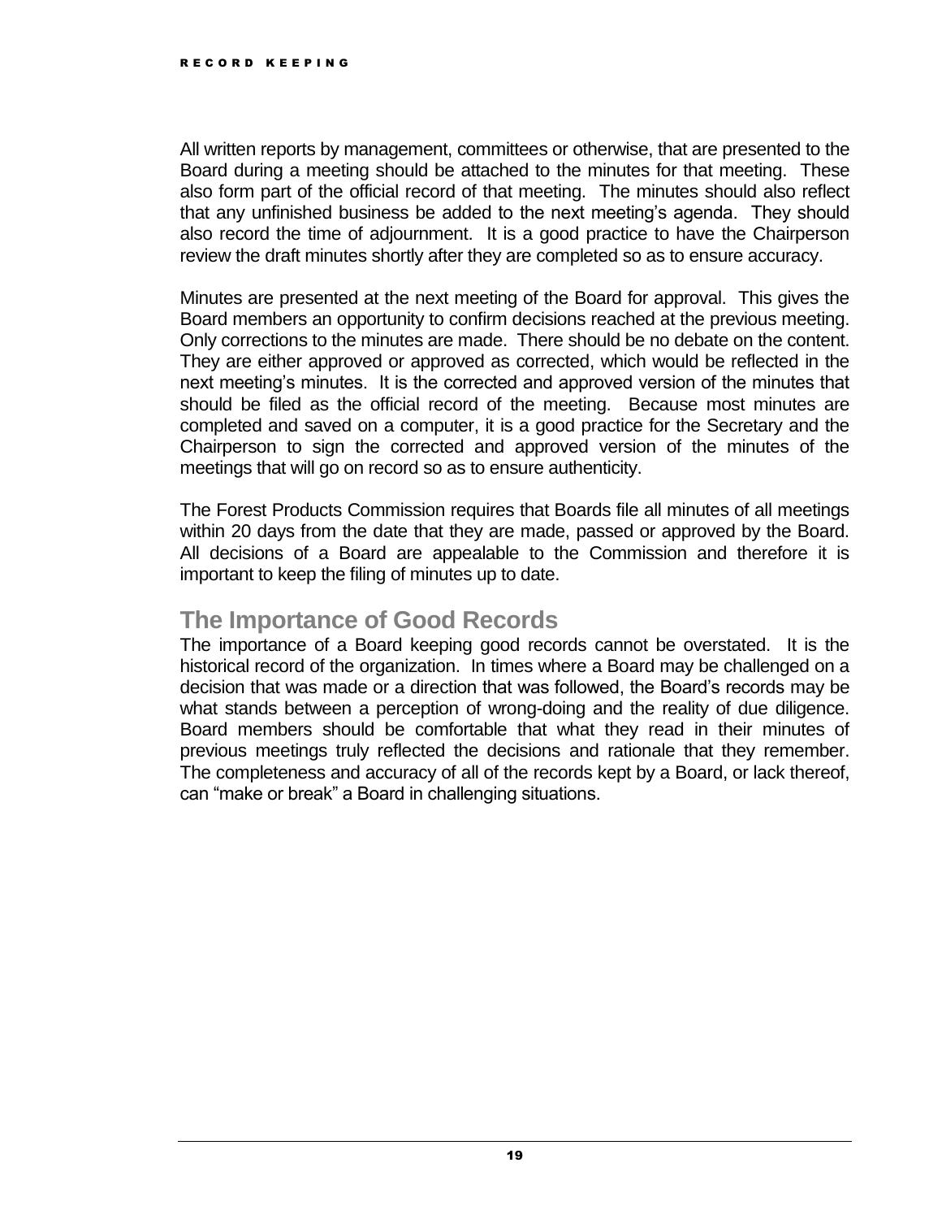All written reports by management, committees or otherwise, that are presented to the Board during a meeting should be attached to the minutes for that meeting. These also form part of the official record of that meeting. The minutes should also reflect that any unfinished business be added to the next meeting's agenda. They should also record the time of adjournment. It is a good practice to have the Chairperson review the draft minutes shortly after they are completed so as to ensure accuracy.

Minutes are presented at the next meeting of the Board for approval. This gives the Board members an opportunity to confirm decisions reached at the previous meeting. Only corrections to the minutes are made. There should be no debate on the content. They are either approved or approved as corrected, which would be reflected in the next meeting's minutes. It is the corrected and approved version of the minutes that should be filed as the official record of the meeting. Because most minutes are completed and saved on a computer, it is a good practice for the Secretary and the Chairperson to sign the corrected and approved version of the minutes of the meetings that will go on record so as to ensure authenticity.

The Forest Products Commission requires that Boards file all minutes of all meetings within 20 days from the date that they are made, passed or approved by the Board. All decisions of a Board are appealable to the Commission and therefore it is important to keep the filing of minutes up to date.

## The Importance of Good Records

The importance of a Board keeping good records cannot be overstated. It is the historical record of the organization. In times where a Board may be challenged on a decision that was made or a direction that was followed, the Board's records may be what stands between a perception of wrong-doing and the reality of due diligence. Board members should be comfortable that what they read in their minutes of previous meetings truly reflected the decisions and rationale that they remember. The completeness and accuracy of all of the records kept by a Board, or lack thereof, can "make or break" a Board in challenging situations.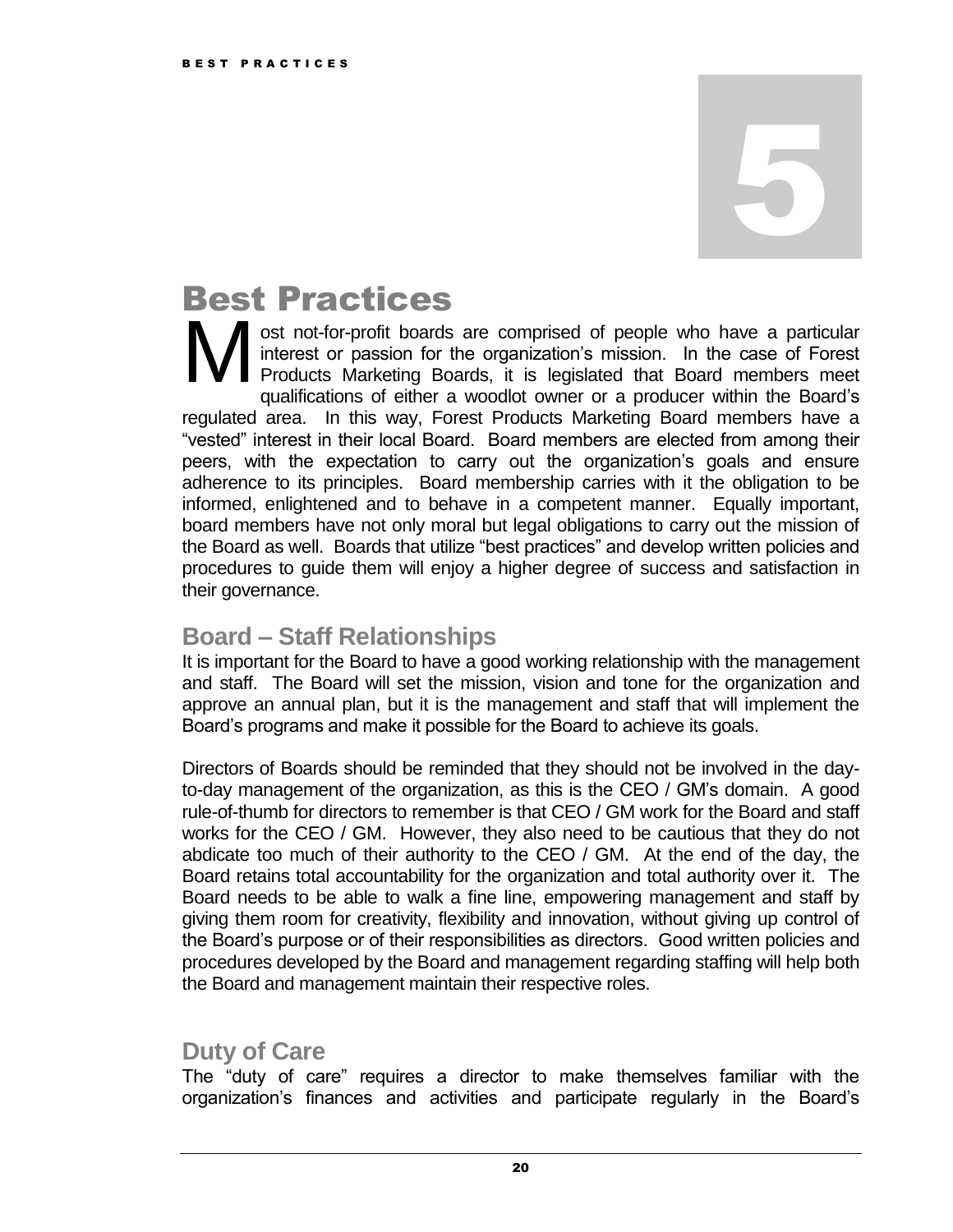# 5

# Best Practices

Most not-for-profit boards are comprised of people who have a particular interest or passion for the organization's mission. In the case of Forest Products Marketing Boards, it is legislated that Board members meet qualifications of either a woodlot owner or a producer within the Board's regulated area. In this way, Forest Products Marketing Board members have a "vested" interest in their local Board. Board members are elected from among their peers, with the expectation to carry out the organization's goals and ensure adherence to its principles. Board membership carries with it the obligation to be informed, enlightened and to behave in a competent manner. Equally important, board members have not only moral but legal obligations to carry out the mission of the Board as well. Boards that utilize "best practices" and develop written policies and procedures to guide them will enjoy a higher degree of success and satisfaction in their governance.

## Board – Staff Relationships

It is important for the Board to have a good working relationship with the management and staff. The Board will set the mission, vision and tone for the organization and approve an annual plan, but it is the management and staff that will implement the Board's programs and make it possible for the Board to achieve its goals.

Directors of Boards should be reminded that they should not be involved in the day-to-day management of the organization, as this is the CEO / GM's domain. A good rule-of-thumb for directors to remember is that CEO / GM work for the Board and staff works for the CEO / GM. However, they also need to be cautious that they do not abdicate too much of their authority to the CEO / GM. At the end of the day, the Board retains total accountability for the organization and total authority over it. The Board needs to be able to walk a fine line, empowering management and staff by giving them room for creativity, flexibility and innovation, without giving up control of the Board's purpose or of their responsibilities as directors. Good written policies and procedures developed by the Board and management regarding staffing will help both the Board and management maintain their respective roles.

## Duty of Care

The "duty of care" requires a director to make themselves familiar with the organization's finances and activities and participate regularly in the Board's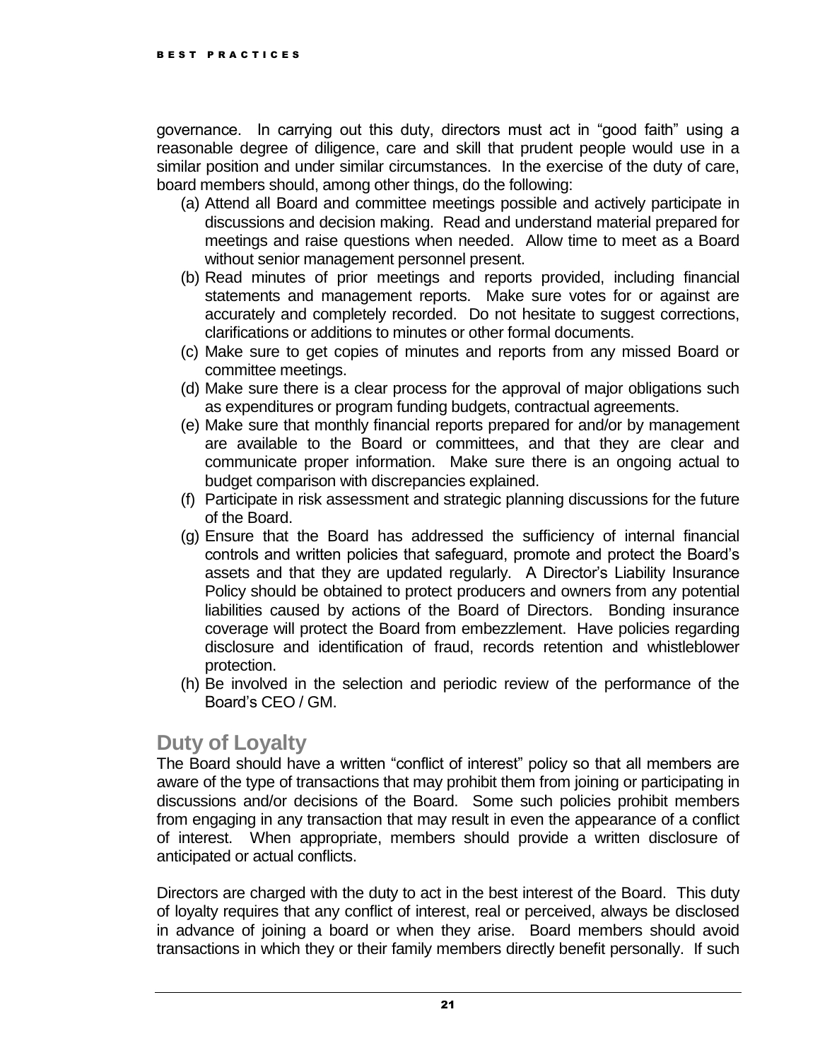governance. In carrying out this duty, directors must act in "good faith" using a reasonable degree of diligence, care and skill that prudent people would use in a similar position and under similar circumstances. In the exercise of the duty of care, board members should, among other things, do the following:

(a) Attend all Board and committee meetings possible and actively participate in discussions and decision making. Read and understand material prepared for meetings and raise questions when needed. Allow time to meet as a Board without senior management personnel present.
(b) Read minutes of prior meetings and reports provided, including financial statements and management reports. Make sure votes for or against are accurately and completely recorded. Do not hesitate to suggest corrections, clarifications or additions to minutes or other formal documents.
(c) Make sure to get copies of minutes and reports from any missed Board or committee meetings.
(d) Make sure there is a clear process for the approval of major obligations such as expenditures or program funding budgets, contractual agreements.
(e) Make sure that monthly financial reports prepared for and/or by management are available to the Board or committees, and that they are clear and communicate proper information. Make sure there is an ongoing actual to budget comparison with discrepancies explained.
(f) Participate in risk assessment and strategic planning discussions for the future of the Board.
(g) Ensure that the Board has addressed the sufficiency of internal financial controls and written policies that safeguard, promote and protect the Board's assets and that they are updated regularly. A Director's Liability Insurance Policy should be obtained to protect producers and owners from any potential liabilities caused by actions of the Board of Directors. Bonding insurance coverage will protect the Board from embezzlement. Have policies regarding disclosure and identification of fraud, records retention and whistleblower protection.
(h) Be involved in the selection and periodic review of the performance of the Board's CEO / GM.

## Duty of Loyalty

The Board should have a written "conflict of interest" policy so that all members are aware of the type of transactions that may prohibit them from joining or participating in discussions and/or decisions of the Board. Some such policies prohibit members from engaging in any transaction that may result in even the appearance of a conflict of interest. When appropriate, members should provide a written disclosure of anticipated or actual conflicts.

Directors are charged with the duty to act in the best interest of the Board. This duty of loyalty requires that any conflict of interest, real or perceived, always be disclosed in advance of joining a board or when they arise. Board members should avoid transactions in which they or their family members directly benefit personally. If such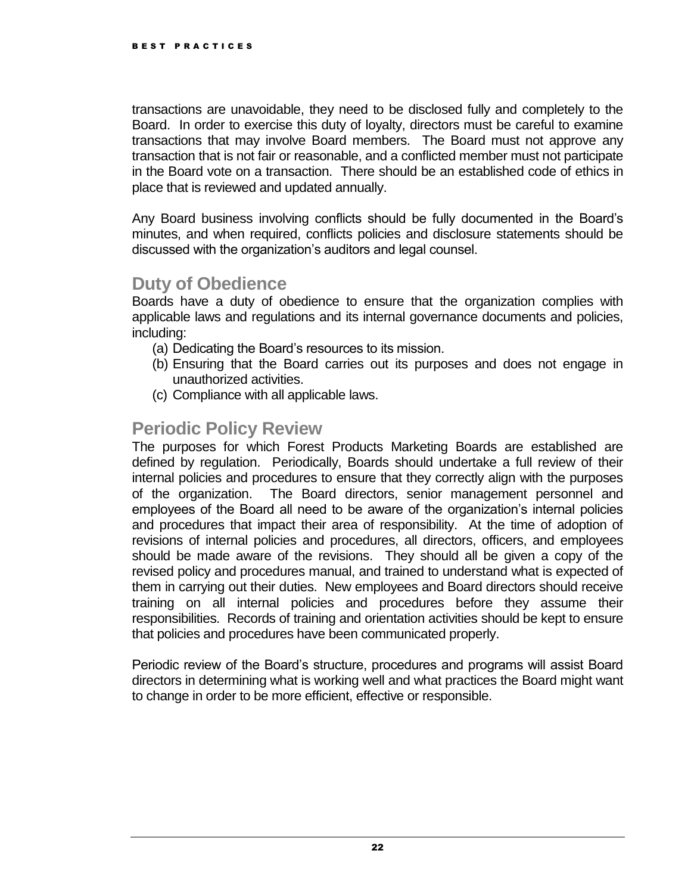transactions are unavoidable, they need to be disclosed fully and completely to the Board. In order to exercise this duty of loyalty, directors must be careful to examine transactions that may involve Board members. The Board must not approve any transaction that is not fair or reasonable, and a conflicted member must not participate in the Board vote on a transaction. There should be an established code of ethics in place that is reviewed and updated annually.

Any Board business involving conflicts should be fully documented in the Board's minutes, and when required, conflicts policies and disclosure statements should be discussed with the organization's auditors and legal counsel.

## Duty of Obedience

Boards have a duty of obedience to ensure that the organization complies with applicable laws and regulations and its internal governance documents and policies, including:

(a) Dedicating the Board's resources to its mission.
(b) Ensuring that the Board carries out its purposes and does not engage in unauthorized activities.
(c) Compliance with all applicable laws.

## Periodic Policy Review

The purposes for which Forest Products Marketing Boards are established are defined by regulation. Periodically, Boards should undertake a full review of their internal policies and procedures to ensure that they correctly align with the purposes of the organization. The Board directors, senior management personnel and employees of the Board all need to be aware of the organization's internal policies and procedures that impact their area of responsibility. At the time of adoption of revisions of internal policies and procedures, all directors, officers, and employees should be made aware of the revisions. They should all be given a copy of the revised policy and procedures manual, and trained to understand what is expected of them in carrying out their duties. New employees and Board directors should receive training on all internal policies and procedures before they assume their responsibilities. Records of training and orientation activities should be kept to ensure that policies and procedures have been communicated properly.

Periodic review of the Board's structure, procedures and programs will assist Board directors in determining what is working well and what practices the Board might want to change in order to be more efficient, effective or responsible.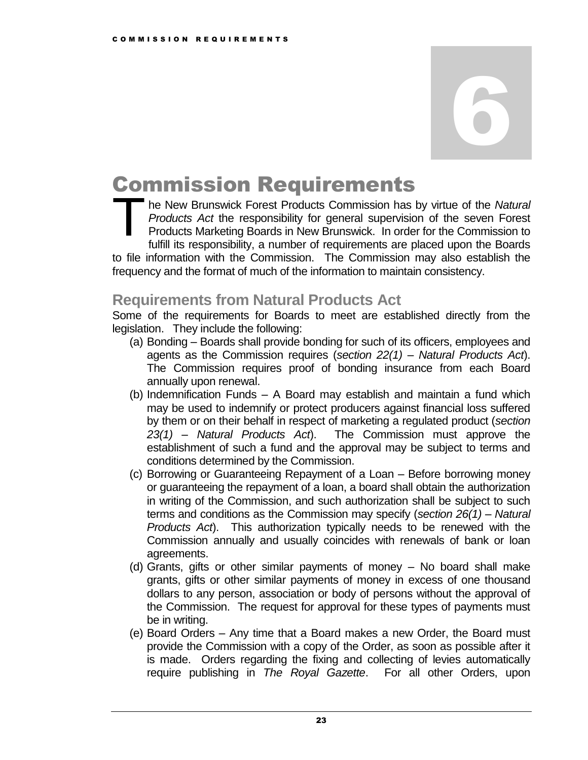# 6

# Commission Requirements

The New Brunswick Forest Products Commission has by virtue of the *Natural Products Act* the responsibility for general supervision of the seven Forest Products Marketing Boards in New Brunswick. In order for the Commission to fulfill its responsibility, a number of requirements are placed upon the Boards to file information with the Commission. The Commission may also establish the frequency and the format of much of the information to maintain consistency.

## Requirements from Natural Products Act

Some of the requirements for Boards to meet are established directly from the legislation. They include the following:

(a) Bonding – Boards shall provide bonding for such of its officers, employees and agents as the Commission requires (*section 22(1) – Natural Products Act*). The Commission requires proof of bonding insurance from each Board annually upon renewal.

(b) Indemnification Funds – A Board may establish and maintain a fund which may be used to indemnify or protect producers against financial loss suffered by them or on their behalf in respect of marketing a regulated product (*section 23(1) – Natural Products Act*). The Commission must approve the establishment of such a fund and the approval may be subject to terms and conditions determined by the Commission.

(c) Borrowing or Guaranteeing Repayment of a Loan – Before borrowing money or guaranteeing the repayment of a loan, a board shall obtain the authorization in writing of the Commission, and such authorization shall be subject to such terms and conditions as the Commission may specify (*section 26(1) – Natural Products Act*). This authorization typically needs to be renewed with the Commission annually and usually coincides with renewals of bank or loan agreements.

(d) Grants, gifts or other similar payments of money – No board shall make grants, gifts or other similar payments of money in excess of one thousand dollars to any person, association or body of persons without the approval of the Commission. The request for approval for these types of payments must be in writing.

(e) Board Orders – Any time that a Board makes a new Order, the Board must provide the Commission with a copy of the Order, as soon as possible after it is made. Orders regarding the fixing and collecting of levies automatically require publishing in *The Royal Gazette*. For all other Orders, upon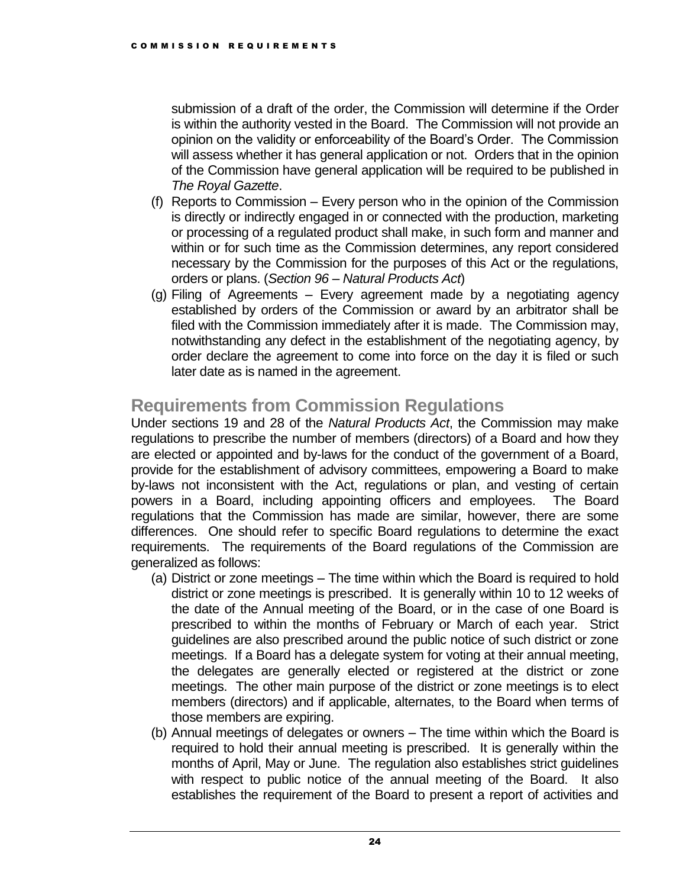submission of a draft of the order, the Commission will determine if the Order is within the authority vested in the Board. The Commission will not provide an opinion on the validity or enforceability of the Board's Order. The Commission will assess whether it has general application or not. Orders that in the opinion of the Commission have general application will be required to be published in *The Royal Gazette*.

(f) Reports to Commission – Every person who in the opinion of the Commission is directly or indirectly engaged in or connected with the production, marketing or processing of a regulated product shall make, in such form and manner and within or for such time as the Commission determines, any report considered necessary by the Commission for the purposes of this Act or the regulations, orders or plans. (*Section 96 – Natural Products Act*)

(g) Filing of Agreements – Every agreement made by a negotiating agency established by orders of the Commission or award by an arbitrator shall be filed with the Commission immediately after it is made. The Commission may, notwithstanding any defect in the establishment of the negotiating agency, by order declare the agreement to come into force on the day it is filed or such later date as is named in the agreement.

## Requirements from Commission Regulations

Under sections 19 and 28 of the *Natural Products Act*, the Commission may make regulations to prescribe the number of members (directors) of a Board and how they are elected or appointed and by-laws for the conduct of the government of a Board, provide for the establishment of advisory committees, empowering a Board to make by-laws not inconsistent with the Act, regulations or plan, and vesting of certain powers in a Board, including appointing officers and employees. The Board regulations that the Commission has made are similar, however, there are some differences. One should refer to specific Board regulations to determine the exact requirements. The requirements of the Board regulations of the Commission are generalized as follows:

(a) District or zone meetings – The time within which the Board is required to hold district or zone meetings is prescribed. It is generally within 10 to 12 weeks of the date of the Annual meeting of the Board, or in the case of one Board is prescribed to within the months of February or March of each year. Strict guidelines are also prescribed around the public notice of such district or zone meetings. If a Board has a delegate system for voting at their annual meeting, the delegates are generally elected or registered at the district or zone meetings. The other main purpose of the district or zone meetings is to elect members (directors) and if applicable, alternates, to the Board when terms of those members are expiring.

(b) Annual meetings of delegates or owners – The time within which the Board is required to hold their annual meeting is prescribed. It is generally within the months of April, May or June. The regulation also establishes strict guidelines with respect to public notice of the annual meeting of the Board. It also establishes the requirement of the Board to present a report of activities and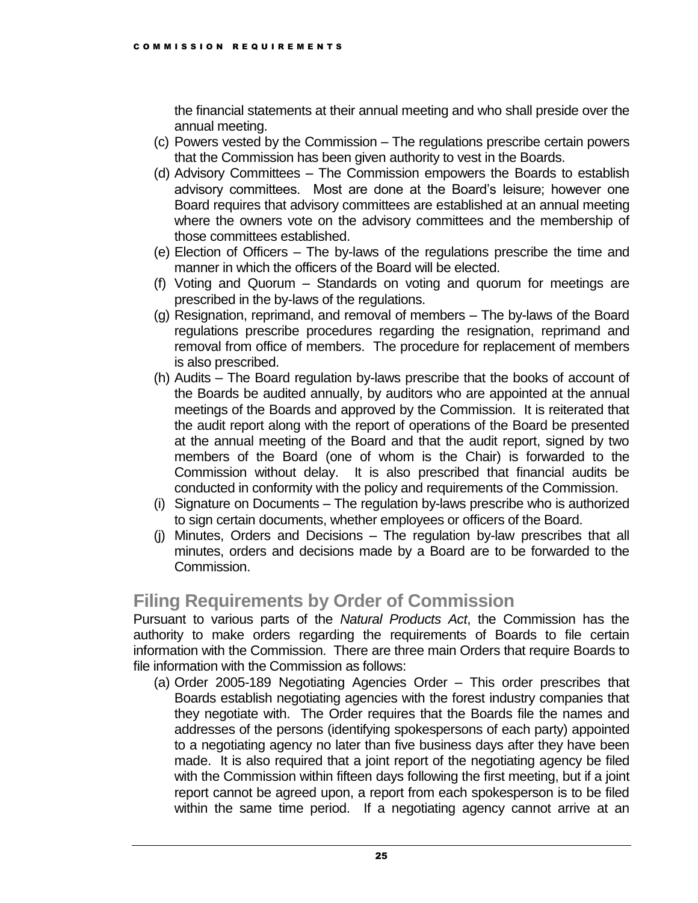the financial statements at their annual meeting and who shall preside over the annual meeting.

(c) Powers vested by the Commission – The regulations prescribe certain powers that the Commission has been given authority to vest in the Boards.

(d) Advisory Committees – The Commission empowers the Boards to establish advisory committees. Most are done at the Board's leisure; however one Board requires that advisory committees are established at an annual meeting where the owners vote on the advisory committees and the membership of those committees established.

(e) Election of Officers – The by-laws of the regulations prescribe the time and manner in which the officers of the Board will be elected.

(f) Voting and Quorum – Standards on voting and quorum for meetings are prescribed in the by-laws of the regulations.

(g) Resignation, reprimand, and removal of members – The by-laws of the Board regulations prescribe procedures regarding the resignation, reprimand and removal from office of members. The procedure for replacement of members is also prescribed.

(h) Audits – The Board regulation by-laws prescribe that the books of account of the Boards be audited annually, by auditors who are appointed at the annual meetings of the Boards and approved by the Commission. It is reiterated that the audit report along with the report of operations of the Board be presented at the annual meeting of the Board and that the audit report, signed by two members of the Board (one of whom is the Chair) is forwarded to the Commission without delay. It is also prescribed that financial audits be conducted in conformity with the policy and requirements of the Commission.

(i) Signature on Documents – The regulation by-laws prescribe who is authorized to sign certain documents, whether employees or officers of the Board.

(j) Minutes, Orders and Decisions – The regulation by-law prescribes that all minutes, orders and decisions made by a Board are to be forwarded to the Commission.

## Filing Requirements by Order of Commission

Pursuant to various parts of the *Natural Products Act*, the Commission has the authority to make orders regarding the requirements of Boards to file certain information with the Commission. There are three main Orders that require Boards to file information with the Commission as follows:

(a) Order 2005-189 Negotiating Agencies Order – This order prescribes that Boards establish negotiating agencies with the forest industry companies that they negotiate with. The Order requires that the Boards file the names and addresses of the persons (identifying spokespersons of each party) appointed to a negotiating agency no later than five business days after they have been made. It is also required that a joint report of the negotiating agency be filed with the Commission within fifteen days following the first meeting, but if a joint report cannot be agreed upon, a report from each spokesperson is to be filed within the same time period. If a negotiating agency cannot arrive at an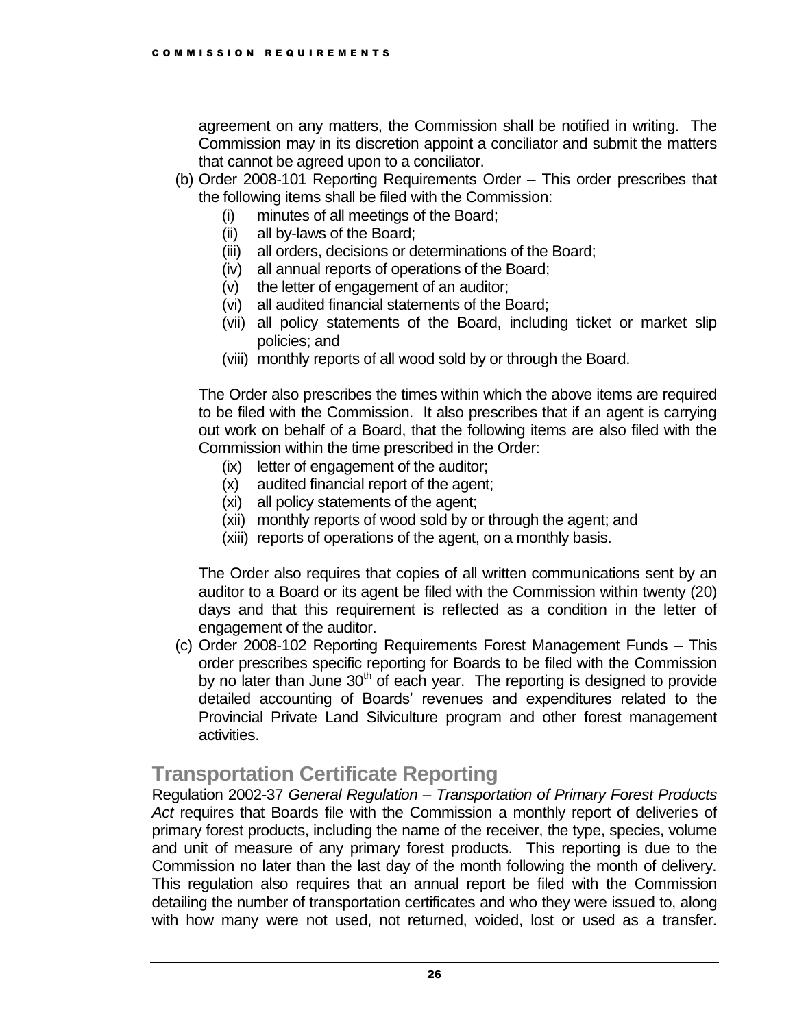agreement on any matters, the Commission shall be notified in writing. The Commission may in its discretion appoint a conciliator and submit the matters that cannot be agreed upon to a conciliator.

(b) Order 2008-101 Reporting Requirements Order – This order prescribes that the following items shall be filed with the Commission:

- (i) minutes of all meetings of the Board;
- (ii) all by-laws of the Board;
- (iii) all orders, decisions or determinations of the Board;
- (iv) all annual reports of operations of the Board;
- (v) the letter of engagement of an auditor;
- (vi) all audited financial statements of the Board;
- (vii) all policy statements of the Board, including ticket or market slip policies; and
- (viii) monthly reports of all wood sold by or through the Board.

The Order also prescribes the times within which the above items are required to be filed with the Commission. It also prescribes that if an agent is carrying out work on behalf of a Board, that the following items are also filed with the Commission within the time prescribed in the Order:

- (ix) letter of engagement of the auditor;
- (x) audited financial report of the agent;
- (xi) all policy statements of the agent;
- (xii) monthly reports of wood sold by or through the agent; and
- (xiii) reports of operations of the agent, on a monthly basis.

The Order also requires that copies of all written communications sent by an auditor to a Board or its agent be filed with the Commission within twenty (20) days and that this requirement is reflected as a condition in the letter of engagement of the auditor.

(c) Order 2008-102 Reporting Requirements Forest Management Funds – This order prescribes specific reporting for Boards to be filed with the Commission by no later than June 30th of each year. The reporting is designed to provide detailed accounting of Boards' revenues and expenditures related to the Provincial Private Land Silviculture program and other forest management activities.

## Transportation Certificate Reporting

Regulation 2002-37 *General Regulation – Transportation of Primary Forest Products Act* requires that Boards file with the Commission a monthly report of deliveries of primary forest products, including the name of the receiver, the type, species, volume and unit of measure of any primary forest products. This reporting is due to the Commission no later than the last day of the month following the month of delivery. This regulation also requires that an annual report be filed with the Commission detailing the number of transportation certificates and who they were issued to, along with how many were not used, not returned, voided, lost or used as a transfer.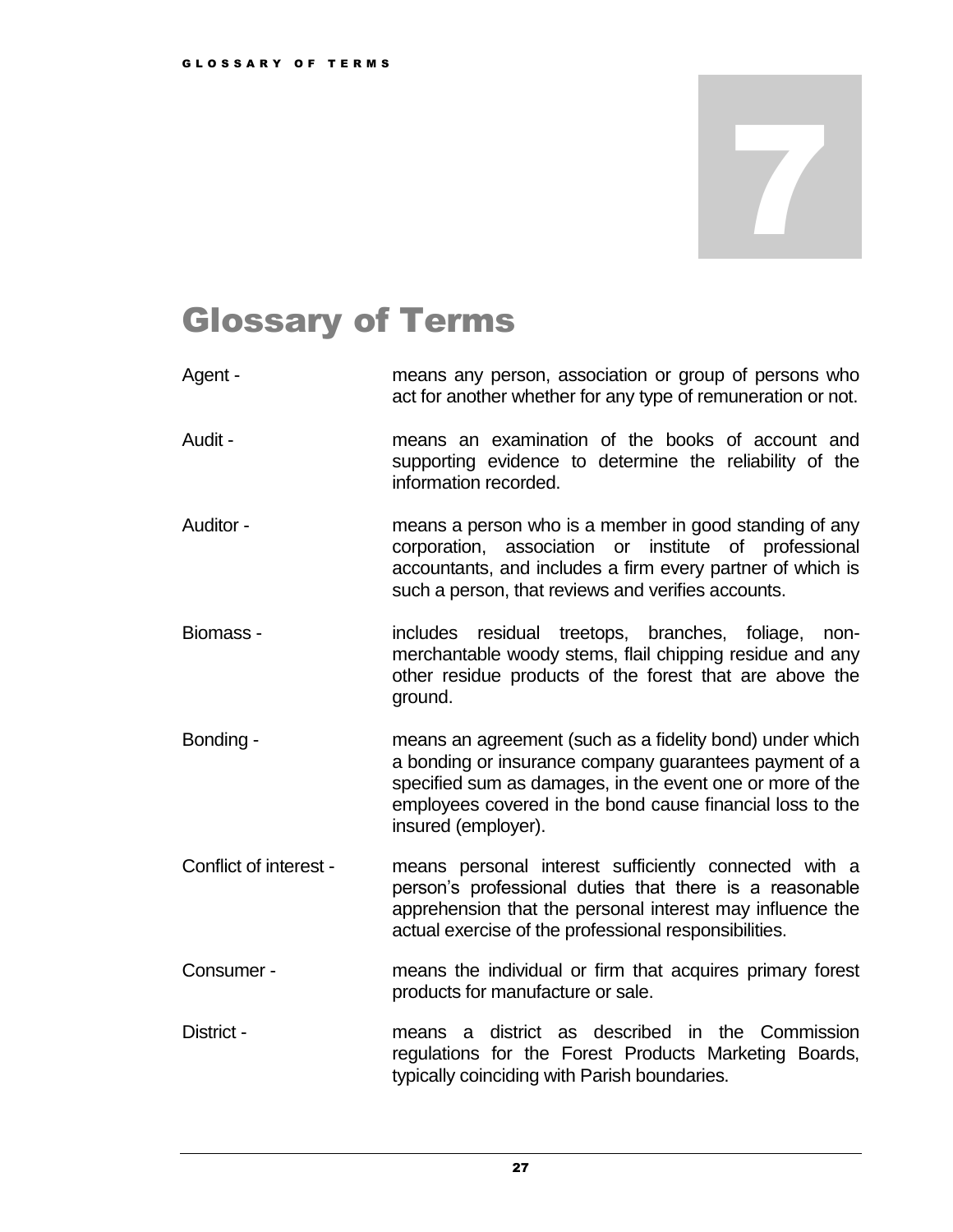# 7

# Glossary of Terms

**Agent -** means any person, association or group of persons who act for another whether for any type of remuneration or not.

**Audit -** means an examination of the books of account and supporting evidence to determine the reliability of the information recorded.

**Auditor -** means a person who is a member in good standing of any corporation, association or institute of professional accountants, and includes a firm every partner of which is such a person, that reviews and verifies accounts.

**Biomass -** includes residual treetops, branches, foliage, non-merchantable woody stems, flail chipping residue and any other residue products of the forest that are above the ground.

**Bonding -** means an agreement (such as a fidelity bond) under which a bonding or insurance company guarantees payment of a specified sum as damages, in the event one or more of the employees covered in the bond cause financial loss to the insured (employer).

**Conflict of interest -** means personal interest sufficiently connected with a person's professional duties that there is a reasonable apprehension that the personal interest may influence the actual exercise of the professional responsibilities.

**Consumer -** means the individual or firm that acquires primary forest products for manufacture or sale.

**District -** means a district as described in the Commission regulations for the Forest Products Marketing Boards, typically coinciding with Parish boundaries.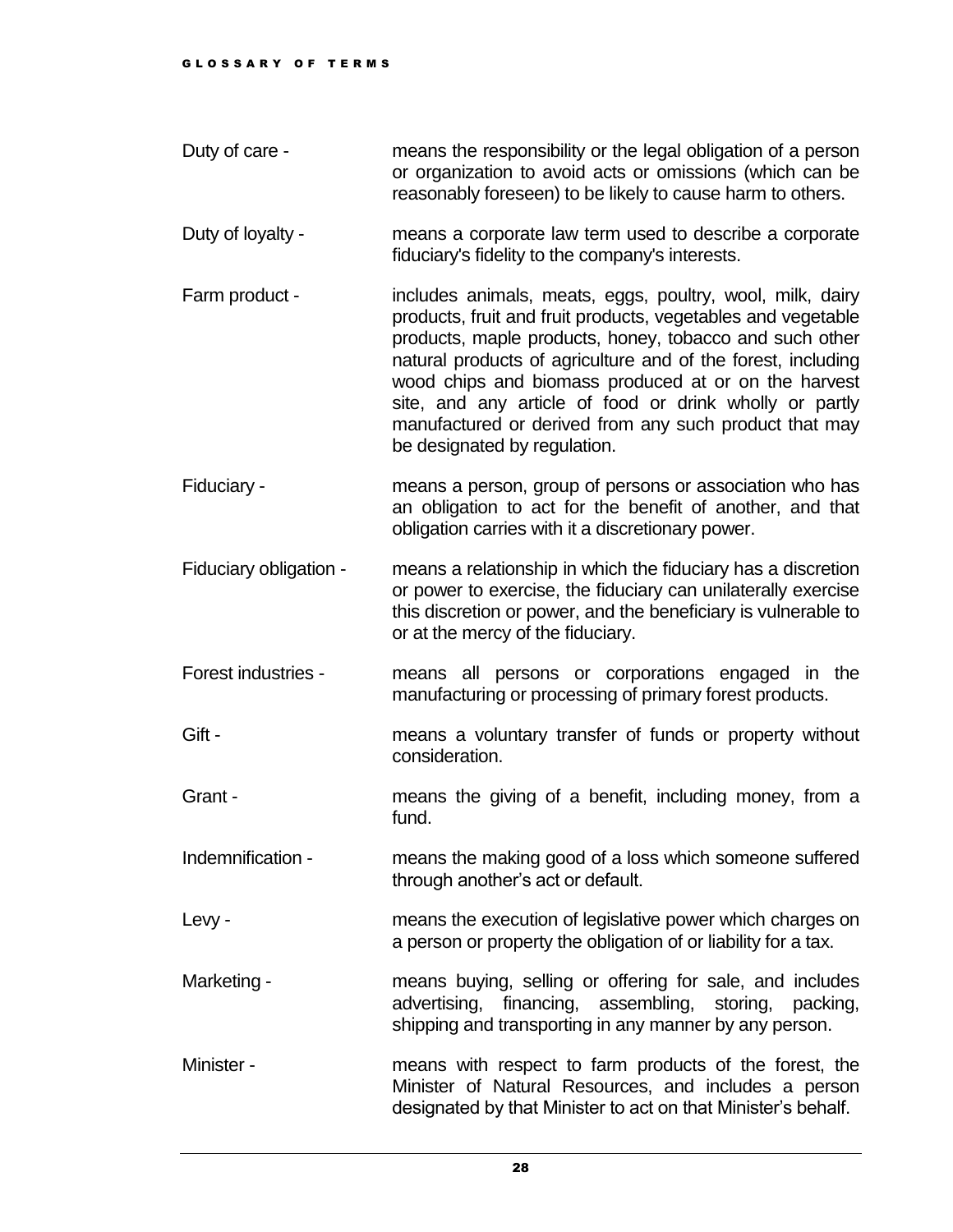Duty of care - means the responsibility or the legal obligation of a person or organization to avoid acts or omissions (which can be reasonably foreseen) to be likely to cause harm to others.

Duty of loyalty - means a corporate law term used to describe a corporate fiduciary's fidelity to the company's interests.

Farm product - includes animals, meats, eggs, poultry, wool, milk, dairy products, fruit and fruit products, vegetables and vegetable products, maple products, honey, tobacco and such other natural products of agriculture and of the forest, including wood chips and biomass produced at or on the harvest site, and any article of food or drink wholly or partly manufactured or derived from any such product that may be designated by regulation.

Fiduciary - means a person, group of persons or association who has an obligation to act for the benefit of another, and that obligation carries with it a discretionary power.

Fiduciary obligation - means a relationship in which the fiduciary has a discretion or power to exercise, the fiduciary can unilaterally exercise this discretion or power, and the beneficiary is vulnerable to or at the mercy of the fiduciary.

Forest industries - means all persons or corporations engaged in the manufacturing or processing of primary forest products.

Gift - means a voluntary transfer of funds or property without consideration.

Grant - means the giving of a benefit, including money, from a fund.

Indemnification - means the making good of a loss which someone suffered through another's act or default.

Levy - means the execution of legislative power which charges on a person or property the obligation of or liability for a tax.

Marketing - means buying, selling or offering for sale, and includes advertising, financing, assembling, storing, packing, shipping and transporting in any manner by any person.

Minister - means with respect to farm products of the forest, the Minister of Natural Resources, and includes a person designated by that Minister to act on that Minister's behalf.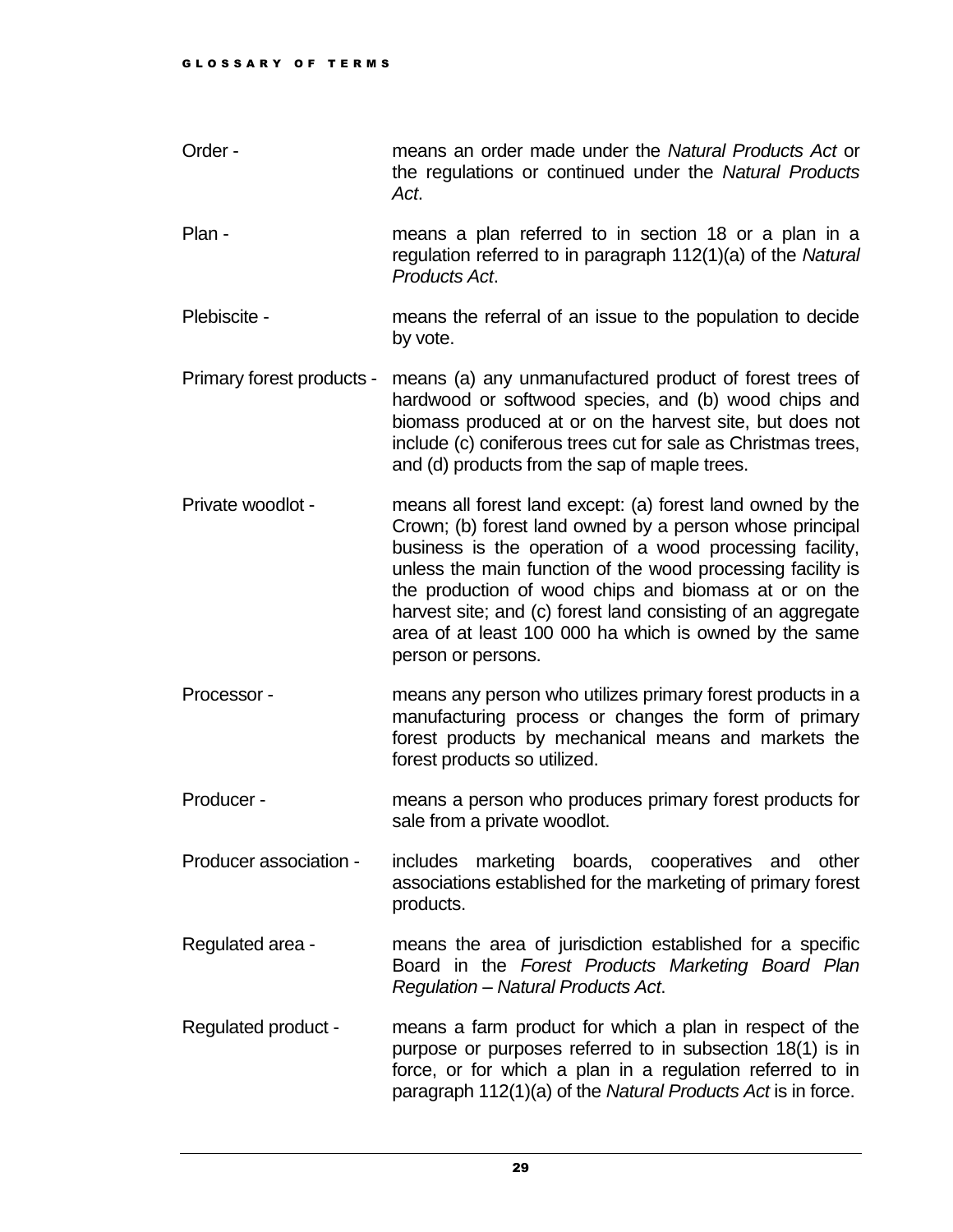Order - means an order made under the *Natural Products Act* or the regulations or continued under the *Natural Products Act*.

Plan - means a plan referred to in section 18 or a plan in a regulation referred to in paragraph 112(1)(a) of the *Natural Products Act*.

Plebiscite - means the referral of an issue to the population to decide by vote.

Primary forest products - means (a) any unmanufactured product of forest trees of hardwood or softwood species, and (b) wood chips and biomass produced at or on the harvest site, but does not include (c) coniferous trees cut for sale as Christmas trees, and (d) products from the sap of maple trees.

Private woodlot - means all forest land except: (a) forest land owned by the Crown; (b) forest land owned by a person whose principal business is the operation of a wood processing facility, unless the main function of the wood processing facility is the production of wood chips and biomass at or on the harvest site; and (c) forest land consisting of an aggregate area of at least 100 000 ha which is owned by the same person or persons.

Processor - means any person who utilizes primary forest products in a manufacturing process or changes the form of primary forest products by mechanical means and markets the forest products so utilized.

Producer - means a person who produces primary forest products for sale from a private woodlot.

Producer association - includes marketing boards, cooperatives and other associations established for the marketing of primary forest products.

Regulated area - means the area of jurisdiction established for a specific Board in the *Forest Products Marketing Board Plan Regulation – Natural Products Act*.

Regulated product - means a farm product for which a plan in respect of the purpose or purposes referred to in subsection 18(1) is in force, or for which a plan in a regulation referred to in paragraph 112(1)(a) of the *Natural Products Act* is in force.